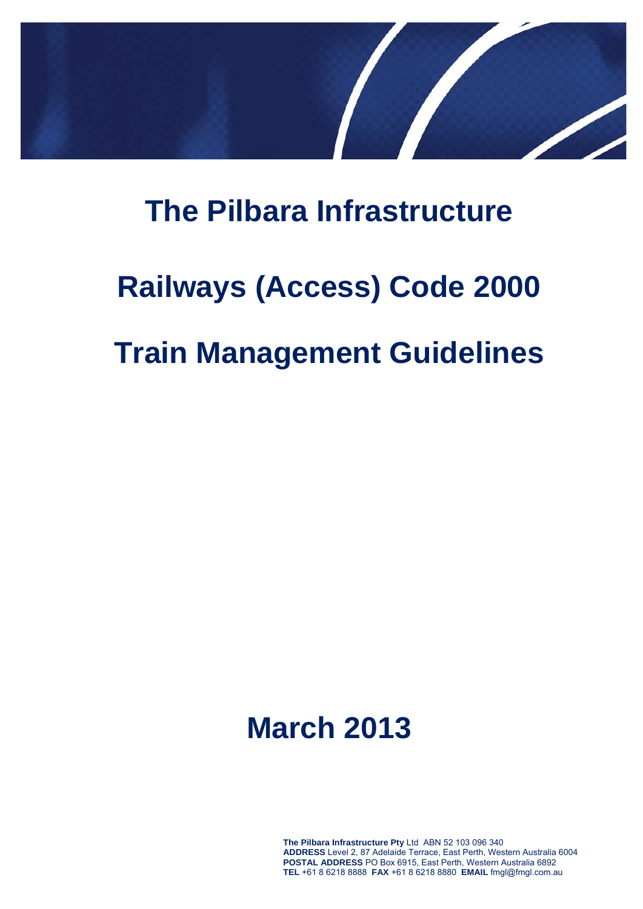# The Pilbara Infrastructure

# Railways (Access) Code 2000

# Train Management Guidelines

## March 2013

**The Pilbara Infrastructure Pty** Ltd ABN 52 103 096 340
**ADDRESS** Level 2, 87 Adelaide Terrace, East Perth, Western Australia 6004
**POSTAL ADDRESS** PO Box 6915, East Perth, Western Australia 6892
**TEL** +61 8 6218 8888 **FAX** +61 8 6218 8880 **EMAIL** fmgl@fmgl.com.au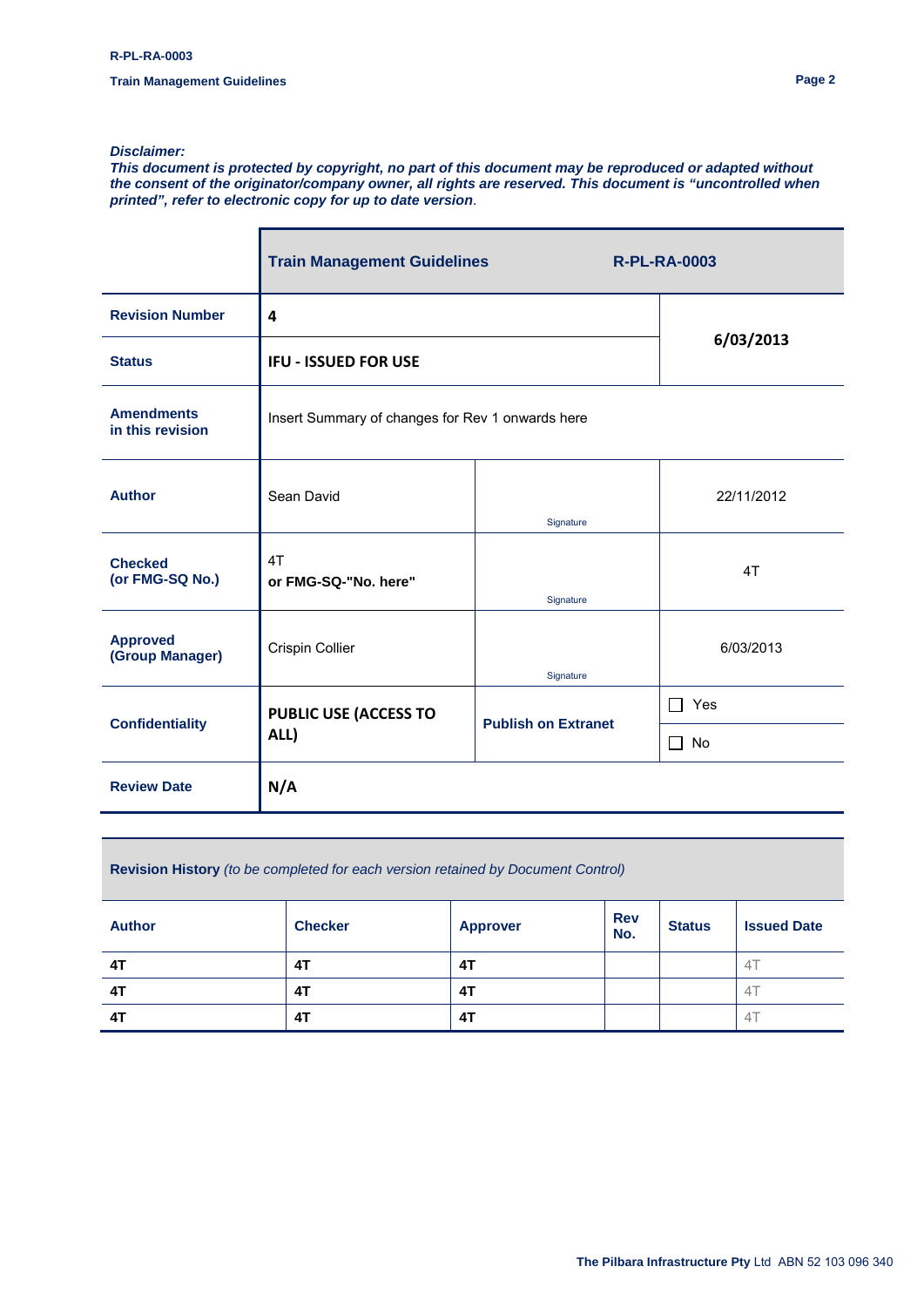***Disclaimer:***
***This document is protected by copyright, no part of this document may be reproduced or adapted without the consent of the originator/company owner, all rights are reserved. This document is "uncontrolled when printed", refer to electronic copy for up to date version.***

| | **Train Management Guidelines** | **R-PL-RA-0003** | |
|---|---|---|---|
| **Revision Number** | **4** | | **6/03/2013** |
| **Status** | **IFU - ISSUED FOR USE** | | |
| **Amendments in this revision** | Insert Summary of changes for Rev 1 onwards here | | |
| **Author** | Sean David | Signature | 22/11/2012 |
| **Checked (or FMG-SQ No.)** | 4T<br>**or FMG-SQ-"No. here"** | Signature | 4T |
| **Approved (Group Manager)** | Crispin Collier | Signature | 6/03/2013 |
| **Confidentiality** | **PUBLIC USE (ACCESS TO ALL)** | **Publish on Extranet** | ☐ Yes<br>☐ No |
| **Review Date** | **N/A** | | |

**Revision History** *(to be completed for each version retained by Document Control)*

| **Author** | **Checker** | **Approver** | **Rev No.** | **Status** | **Issued Date** |
|---|---|---|---|---|---|
| **4T** | **4T** | **4T** | | | 4T |
| **4T** | **4T** | **4T** | | | 4T |
| **4T** | **4T** | **4T** | | | 4T |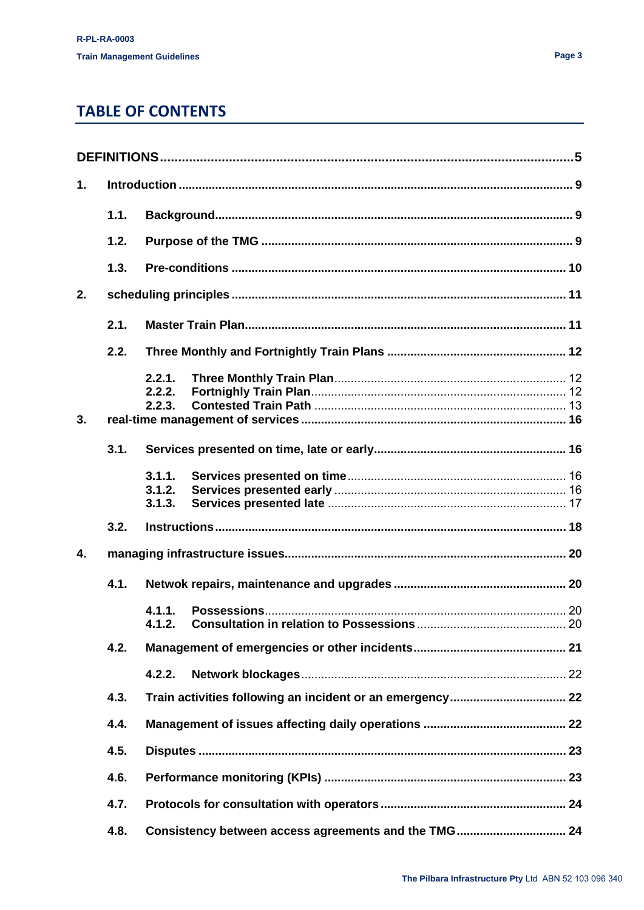## TABLE OF CONTENTS

**DEFINITIONS** .......... 5

1. **Introduction** .......... 9
   - 1.1. **Background** .......... 9
   - 1.2. **Purpose of the TMG** .......... 9
   - 1.3. **Pre-conditions** .......... 10
2. **scheduling principles** .......... 11
   - 2.1. **Master Train Plan** .......... 11
   - 2.2. **Three Monthly and Fortnightly Train Plans** .......... 12
     - 2.2.1. **Three Monthly Train Plan** .......... 12
     - 2.2.2. **Fortnightly Train Plan** .......... 12
     - 2.2.3. **Contested Train Path** .......... 13
3. **real-time management of services** .......... 16
   - 3.1. **Services presented on time, late or early** .......... 16
     - 3.1.1. **Services presented on time** .......... 16
     - 3.1.2. **Services presented early** .......... 16
     - 3.1.3. **Services presented late** .......... 17
   - 3.2. **Instructions** .......... 18
4. **managing infrastructure issues** .......... 20
   - 4.1. **Netwok repairs, maintenance and upgrades** .......... 20
     - 4.1.1. **Possessions** .......... 20
     - 4.1.2. **Consultation in relation to Possessions** .......... 20
   - 4.2. **Management of emergencies or other incidents** .......... 21
     - 4.2.2. **Network blockages** .......... 22
   - 4.3. **Train activities following an incident or an emergency** .......... 22
   - 4.4. **Management of issues affecting daily operations** .......... 22
   - 4.5. **Disputes** .......... 23
   - 4.6. **Performance monitoring (KPIs)** .......... 23
   - 4.7. **Protocols for consultation with operators** .......... 24
   - 4.8. **Consistency between access agreements and the TMG** .......... 24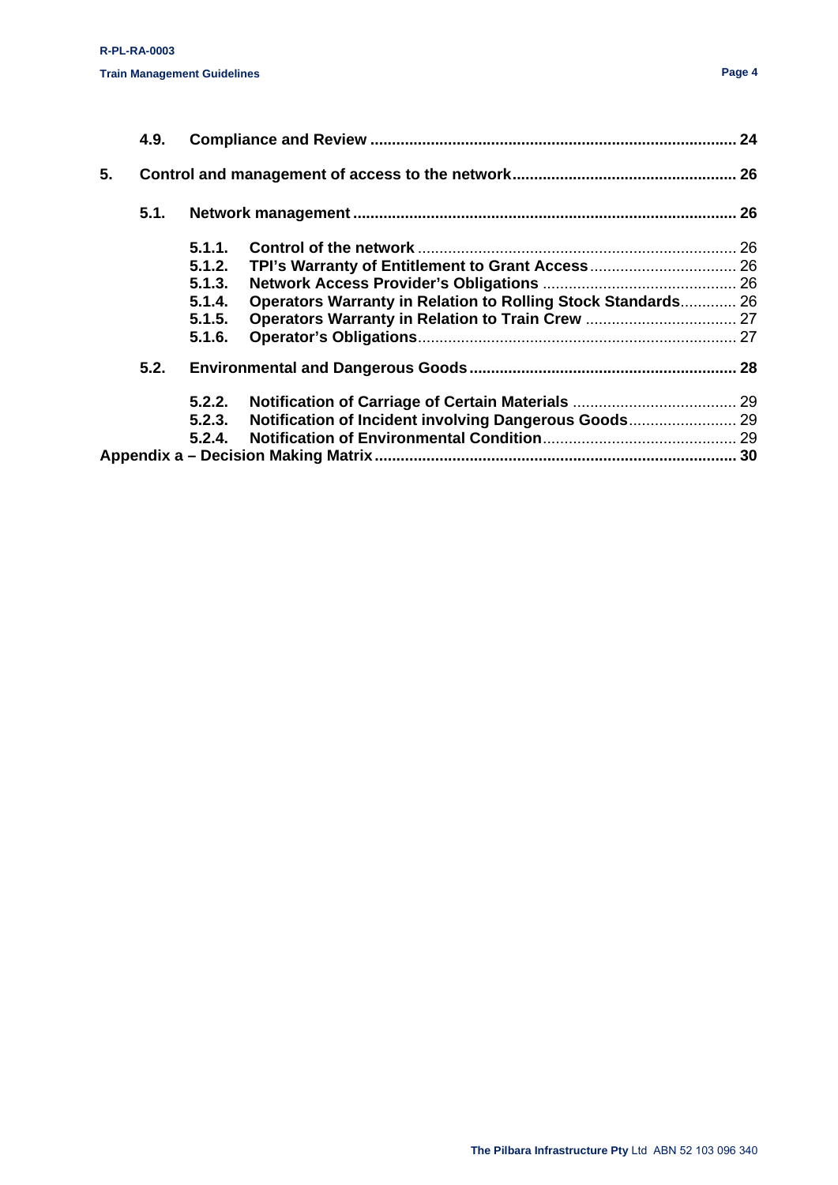| | | | |
|---|---|---|---|
| **4.9.** | **Compliance and Review** | | **24** |
| **5.** | **Control and management of access to the network** | | **26** |
| **5.1.** | **Network management** | | **26** |
| | **5.1.1.** | **Control of the network** | 26 |
| | **5.1.2.** | **TPI's Warranty of Entitlement to Grant Access** | 26 |
| | **5.1.3.** | **Network Access Provider's Obligations** | 26 |
| | **5.1.4.** | **Operators Warranty in Relation to Rolling Stock Standards** | 26 |
| | **5.1.5.** | **Operators Warranty in Relation to Train Crew** | 27 |
| | **5.1.6.** | **Operator's Obligations** | 27 |
| **5.2.** | **Environmental and Dangerous Goods** | | **28** |
| | **5.2.2.** | **Notification of Carriage of Certain Materials** | 29 |
| | **5.2.3.** | **Notification of Incident involving Dangerous Goods** | 29 |
| | **5.2.4.** | **Notification of Environmental Condition** | 29 |
| **Appendix a – Decision Making Matrix** | | | **30** |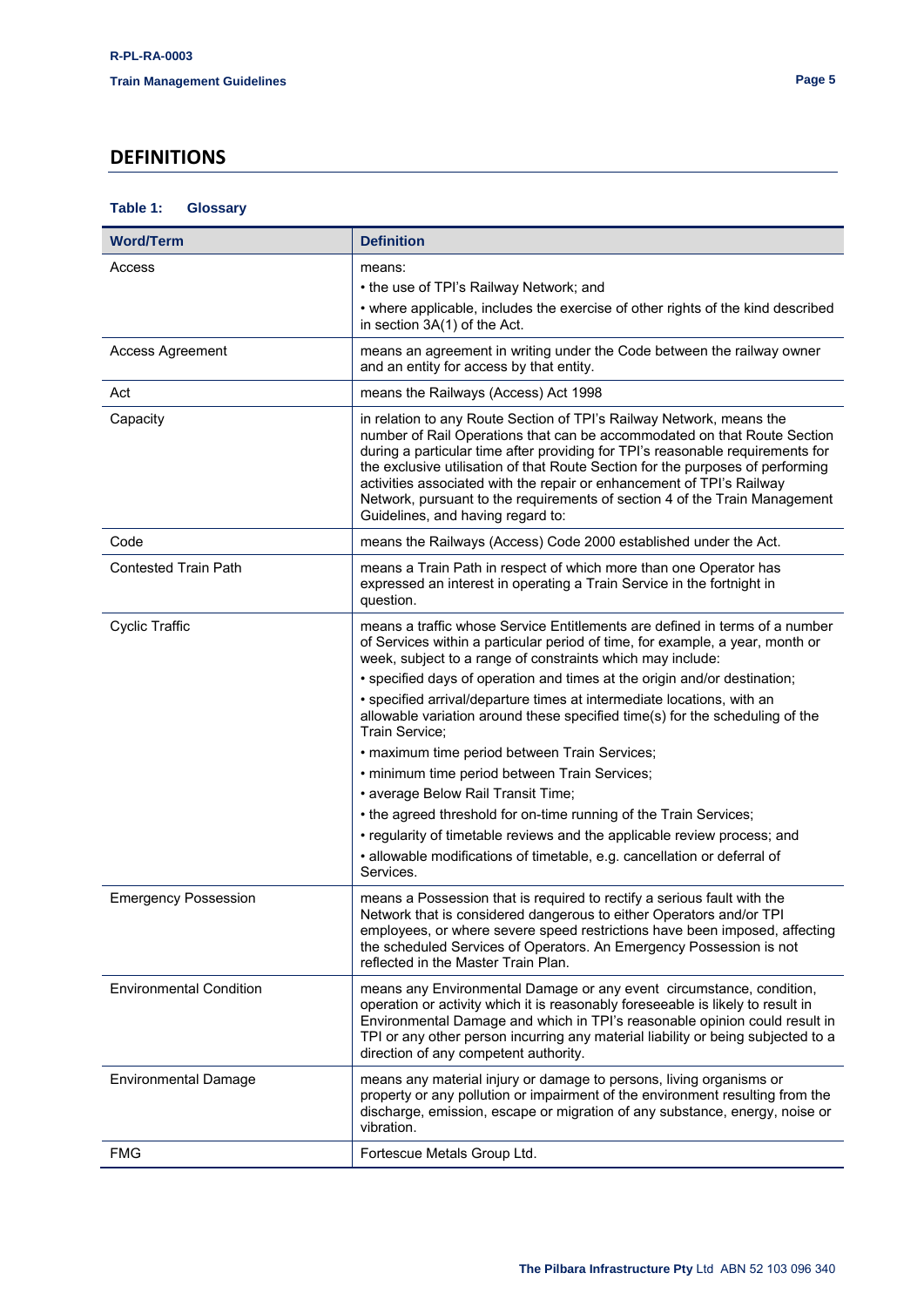## DEFINITIONS

**Table 1: Glossary**

| Word/Term | Definition |
|---|---|
| Access | means:<br>• the use of TPI's Railway Network; and<br>• where applicable, includes the exercise of other rights of the kind described in section 3A(1) of the Act. |
| Access Agreement | means an agreement in writing under the Code between the railway owner and an entity for access by that entity. |
| Act | means the Railways (Access) Act 1998 |
| Capacity | in relation to any Route Section of TPI's Railway Network, means the number of Rail Operations that can be accommodated on that Route Section during a particular time after providing for TPI's reasonable requirements for the exclusive utilisation of that Route Section for the purposes of performing activities associated with the repair or enhancement of TPI's Railway Network, pursuant to the requirements of section 4 of the Train Management Guidelines, and having regard to: |
| Code | means the Railways (Access) Code 2000 established under the Act. |
| Contested Train Path | means a Train Path in respect of which more than one Operator has expressed an interest in operating a Train Service in the fortnight in question. |
| Cyclic Traffic | means a traffic whose Service Entitlements are defined in terms of a number of Services within a particular period of time, for example, a year, month or week, subject to a range of constraints which may include:<br>• specified days of operation and times at the origin and/or destination;<br>• specified arrival/departure times at intermediate locations, with an allowable variation around these specified time(s) for the scheduling of the Train Service;<br>• maximum time period between Train Services;<br>• minimum time period between Train Services;<br>• average Below Rail Transit Time;<br>• the agreed threshold for on-time running of the Train Services;<br>• regularity of timetable reviews and the applicable review process; and<br>• allowable modifications of timetable, e.g. cancellation or deferral of Services. |
| Emergency Possession | means a Possession that is required to rectify a serious fault with the Network that is considered dangerous to either Operators and/or TPI employees, or where severe speed restrictions have been imposed, affecting the scheduled Services of Operators. An Emergency Possession is not reflected in the Master Train Plan. |
| Environmental Condition | means any Environmental Damage or any event circumstance, condition, operation or activity which it is reasonably foreseeable is likely to result in Environmental Damage and which in TPI's reasonable opinion could result in TPI or any other person incurring any material liability or being subjected to a direction of any competent authority. |
| Environmental Damage | means any material injury or damage to persons, living organisms or property or any pollution or impairment of the environment resulting from the discharge, emission, escape or migration of any substance, energy, noise or vibration. |
| FMG | Fortescue Metals Group Ltd. |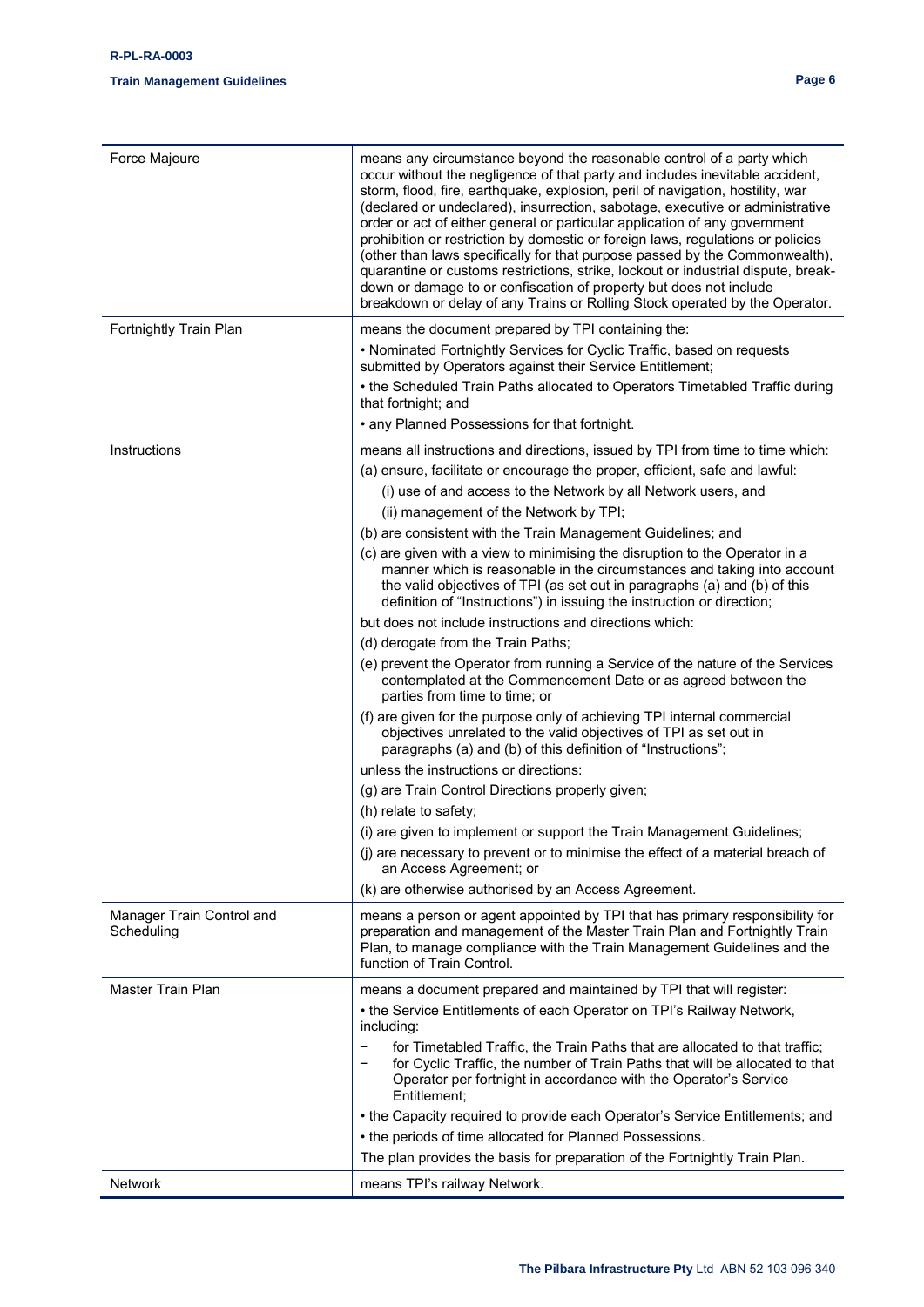| Term | Definition |
|---|---|
| Force Majeure | means any circumstance beyond the reasonable control of a party which occur without the negligence of that party and includes inevitable accident, storm, flood, fire, earthquake, explosion, peril of navigation, hostility, war (declared or undeclared), insurrection, sabotage, executive or administrative order or act of either general or particular application of any government prohibition or restriction by domestic or foreign laws, regulations or policies (other than laws specifically for that purpose passed by the Commonwealth), quarantine or customs restrictions, strike, lockout or industrial dispute, break-down or damage to or confiscation of property but does not include breakdown or delay of any Trains or Rolling Stock operated by the Operator. |
| Fortnightly Train Plan | means the document prepared by TPI containing the:<br>• Nominated Fortnightly Services for Cyclic Traffic, based on requests submitted by Operators against their Service Entitlement;<br>• the Scheduled Train Paths allocated to Operators Timetabled Traffic during that fortnight; and<br>• any Planned Possessions for that fortnight. |
| Instructions | means all instructions and directions, issued by TPI from time to time which:<br>(a) ensure, facilitate or encourage the proper, efficient, safe and lawful:<br>(i) use of and access to the Network by all Network users, and<br>(ii) management of the Network by TPI;<br>(b) are consistent with the Train Management Guidelines; and<br>(c) are given with a view to minimising the disruption to the Operator in a manner which is reasonable in the circumstances and taking into account the valid objectives of TPI (as set out in paragraphs (a) and (b) of this definition of "Instructions") in issuing the instruction or direction;<br>but does not include instructions and directions which:<br>(d) derogate from the Train Paths;<br>(e) prevent the Operator from running a Service of the nature of the Services contemplated at the Commencement Date or as agreed between the parties from time to time; or<br>(f) are given for the purpose only of achieving TPI internal commercial objectives unrelated to the valid objectives of TPI as set out in paragraphs (a) and (b) of this definition of "Instructions";<br>unless the instructions or directions:<br>(g) are Train Control Directions properly given;<br>(h) relate to safety;<br>(i) are given to implement or support the Train Management Guidelines;<br>(j) are necessary to prevent or to minimise the effect of a material breach of an Access Agreement; or<br>(k) are otherwise authorised by an Access Agreement. |
| Manager Train Control and Scheduling | means a person or agent appointed by TPI that has primary responsibility for preparation and management of the Master Train Plan and Fortnightly Train Plan, to manage compliance with the Train Management Guidelines and the function of Train Control. |
| Master Train Plan | means a document prepared and maintained by TPI that will register:<br>• the Service Entitlements of each Operator on TPI's Railway Network, including:<br>− for Timetabled Traffic, the Train Paths that are allocated to that traffic;<br>− for Cyclic Traffic, the number of Train Paths that will be allocated to that Operator per fortnight in accordance with the Operator's Service Entitlement;<br>• the Capacity required to provide each Operator's Service Entitlements; and<br>• the periods of time allocated for Planned Possessions.<br>The plan provides the basis for preparation of the Fortnightly Train Plan. |
| Network | means TPI's railway Network. |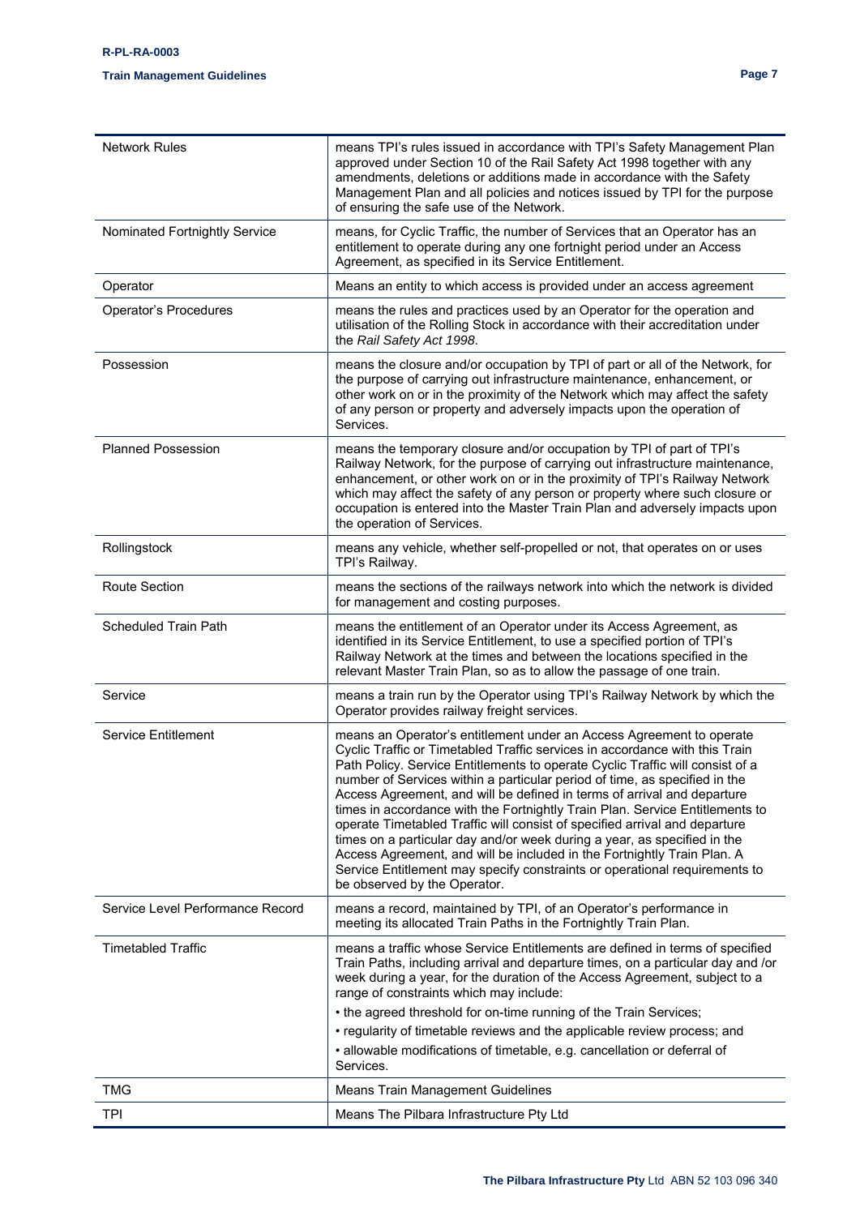| | |
|---|---|
| Network Rules | means TPI's rules issued in accordance with TPI's Safety Management Plan approved under Section 10 of the Rail Safety Act 1998 together with any amendments, deletions or additions made in accordance with the Safety Management Plan and all policies and notices issued by TPI for the purpose of ensuring the safe use of the Network. |
| Nominated Fortnightly Service | means, for Cyclic Traffic, the number of Services that an Operator has an entitlement to operate during any one fortnight period under an Access Agreement, as specified in its Service Entitlement. |
| Operator | Means an entity to which access is provided under an access agreement |
| Operator's Procedures | means the rules and practices used by an Operator for the operation and utilisation of the Rolling Stock in accordance with their accreditation under the *Rail Safety Act 1998*. |
| Possession | means the closure and/or occupation by TPI of part or all of the Network, for the purpose of carrying out infrastructure maintenance, enhancement, or other work on or in the proximity of the Network which may affect the safety of any person or property and adversely impacts upon the operation of Services. |
| Planned Possession | means the temporary closure and/or occupation by TPI of part of TPI's Railway Network, for the purpose of carrying out infrastructure maintenance, enhancement, or other work on or in the proximity of TPI's Railway Network which may affect the safety of any person or property where such closure or occupation is entered into the Master Train Plan and adversely impacts upon the operation of Services. |
| Rollingstock | means any vehicle, whether self-propelled or not, that operates on or uses TPI's Railway. |
| Route Section | means the sections of the railways network into which the network is divided for management and costing purposes. |
| Scheduled Train Path | means the entitlement of an Operator under its Access Agreement, as identified in its Service Entitlement, to use a specified portion of TPI's Railway Network at the times and between the locations specified in the relevant Master Train Plan, so as to allow the passage of one train. |
| Service | means a train run by the Operator using TPI's Railway Network by which the Operator provides railway freight services. |
| Service Entitlement | means an Operator's entitlement under an Access Agreement to operate Cyclic Traffic or Timetabled Traffic services in accordance with this Train Path Policy. Service Entitlements to operate Cyclic Traffic will consist of a number of Services within a particular period of time, as specified in the Access Agreement, and will be defined in terms of arrival and departure times in accordance with the Fortnightly Train Plan. Service Entitlements to operate Timetabled Traffic will consist of specified arrival and departure times on a particular day and/or week during a year, as specified in the Access Agreement, and will be included in the Fortnightly Train Plan. A Service Entitlement may specify constraints or operational requirements to be observed by the Operator. |
| Service Level Performance Record | means a record, maintained by TPI, of an Operator's performance in meeting its allocated Train Paths in the Fortnightly Train Plan. |
| Timetabled Traffic | means a traffic whose Service Entitlements are defined in terms of specified Train Paths, including arrival and departure times, on a particular day and /or week during a year, for the duration of the Access Agreement, subject to a range of constraints which may include:<br>• the agreed threshold for on-time running of the Train Services;<br>• regularity of timetable reviews and the applicable review process; and<br>• allowable modifications of timetable, e.g. cancellation or deferral of Services. |
| TMG | Means Train Management Guidelines |
| TPI | Means The Pilbara Infrastructure Pty Ltd |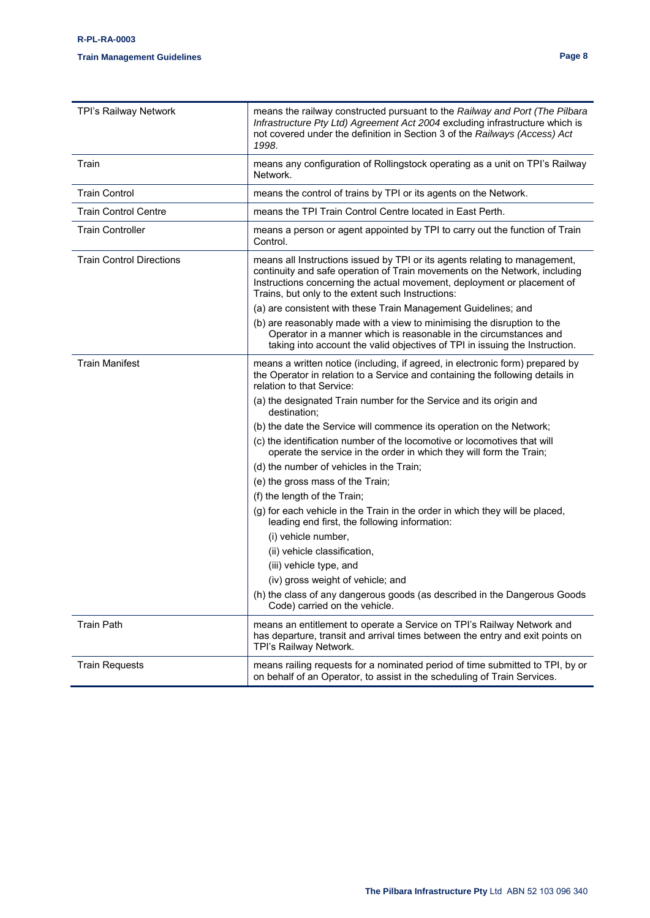| | |
|---|---|
| TPI's Railway Network | means the railway constructed pursuant to the *Railway and Port (The Pilbara Infrastructure Pty Ltd) Agreement Act 2004* excluding infrastructure which is not covered under the definition in Section 3 of the *Railways (Access) Act 1998*. |
| Train | means any configuration of Rollingstock operating as a unit on TPI's Railway Network. |
| Train Control | means the control of trains by TPI or its agents on the Network. |
| Train Control Centre | means the TPI Train Control Centre located in East Perth. |
| Train Controller | means a person or agent appointed by TPI to carry out the function of Train Control. |
| Train Control Directions | means all Instructions issued by TPI or its agents relating to management, continuity and safe operation of Train movements on the Network, including Instructions concerning the actual movement, deployment or placement of Trains, but only to the extent such Instructions:<br>(a) are consistent with these Train Management Guidelines; and<br>(b) are reasonably made with a view to minimising the disruption to the Operator in a manner which is reasonable in the circumstances and taking into account the valid objectives of TPI in issuing the Instruction. |
| Train Manifest | means a written notice (including, if agreed, in electronic form) prepared by the Operator in relation to a Service and containing the following details in relation to that Service:<br>(a) the designated Train number for the Service and its origin and destination;<br>(b) the date the Service will commence its operation on the Network;<br>(c) the identification number of the locomotive or locomotives that will operate the service in the order in which they will form the Train;<br>(d) the number of vehicles in the Train;<br>(e) the gross mass of the Train;<br>(f) the length of the Train;<br>(g) for each vehicle in the Train in the order in which they will be placed, leading end first, the following information:<br>(i) vehicle number,<br>(ii) vehicle classification,<br>(iii) vehicle type, and<br>(iv) gross weight of vehicle; and<br>(h) the class of any dangerous goods (as described in the Dangerous Goods Code) carried on the vehicle. |
| Train Path | means an entitlement to operate a Service on TPI's Railway Network and has departure, transit and arrival times between the entry and exit points on TPI's Railway Network. |
| Train Requests | means railing requests for a nominated period of time submitted to TPI, by or on behalf of an Operator, to assist in the scheduling of Train Services. |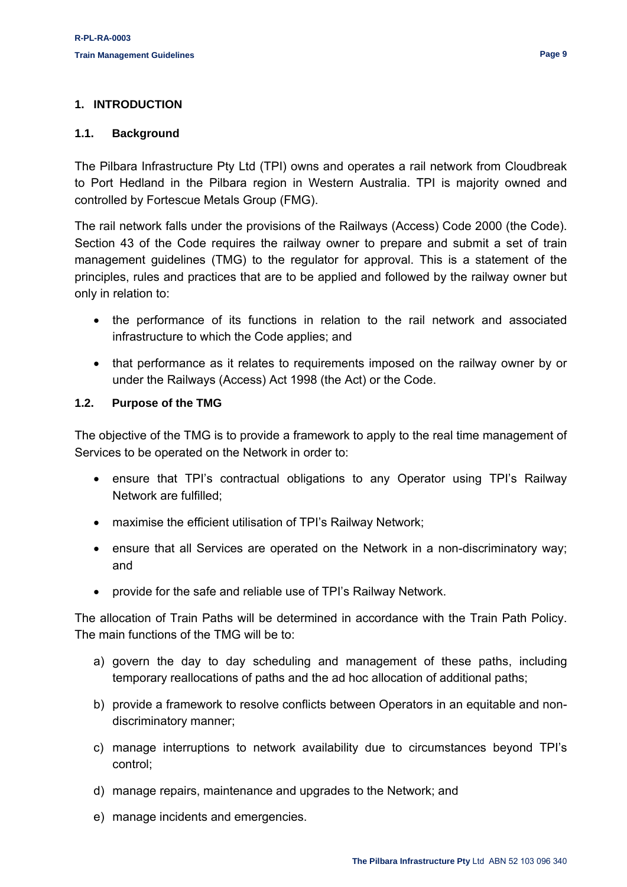# 1. INTRODUCTION

## 1.1. Background

The Pilbara Infrastructure Pty Ltd (TPI) owns and operates a rail network from Cloudbreak to Port Hedland in the Pilbara region in Western Australia. TPI is majority owned and controlled by Fortescue Metals Group (FMG).

The rail network falls under the provisions of the Railways (Access) Code 2000 (the Code). Section 43 of the Code requires the railway owner to prepare and submit a set of train management guidelines (TMG) to the regulator for approval. This is a statement of the principles, rules and practices that are to be applied and followed by the railway owner but only in relation to:

- the performance of its functions in relation to the rail network and associated infrastructure to which the Code applies; and
- that performance as it relates to requirements imposed on the railway owner by or under the Railways (Access) Act 1998 (the Act) or the Code.

## 1.2. Purpose of the TMG

The objective of the TMG is to provide a framework to apply to the real time management of Services to be operated on the Network in order to:

- ensure that TPI's contractual obligations to any Operator using TPI's Railway Network are fulfilled;
- maximise the efficient utilisation of TPI's Railway Network;
- ensure that all Services are operated on the Network in a non-discriminatory way; and
- provide for the safe and reliable use of TPI's Railway Network.

The allocation of Train Paths will be determined in accordance with the Train Path Policy. The main functions of the TMG will be to:

a) govern the day to day scheduling and management of these paths, including temporary reallocations of paths and the ad hoc allocation of additional paths;

b) provide a framework to resolve conflicts between Operators in an equitable and non-discriminatory manner;

c) manage interruptions to network availability due to circumstances beyond TPI's control;

d) manage repairs, maintenance and upgrades to the Network; and

e) manage incidents and emergencies.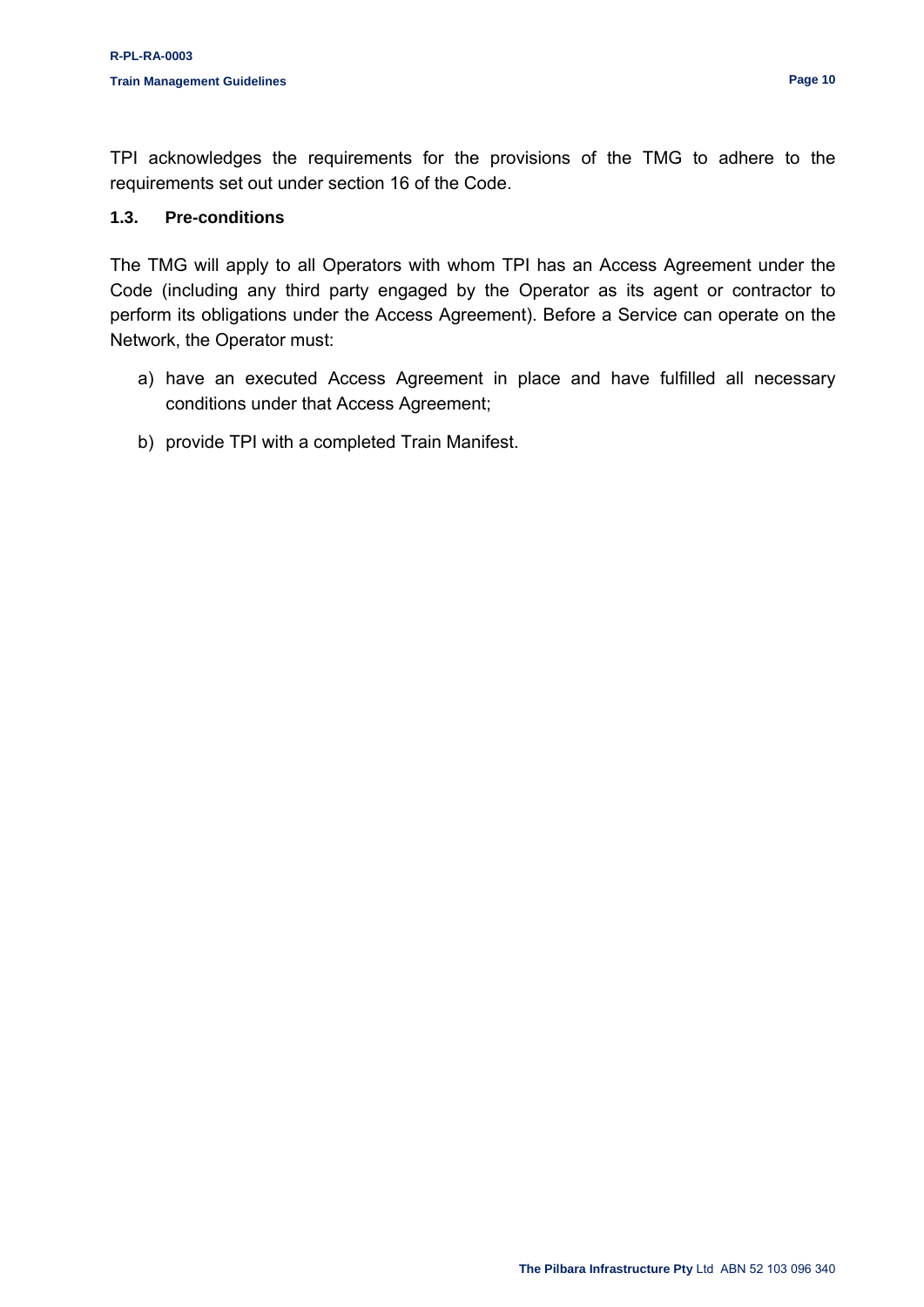TPI acknowledges the requirements for the provisions of the TMG to adhere to the requirements set out under section 16 of the Code.

### 1.3. Pre-conditions

The TMG will apply to all Operators with whom TPI has an Access Agreement under the Code (including any third party engaged by the Operator as its agent or contractor to perform its obligations under the Access Agreement). Before a Service can operate on the Network, the Operator must:

a) have an executed Access Agreement in place and have fulfilled all necessary conditions under that Access Agreement;

b) provide TPI with a completed Train Manifest.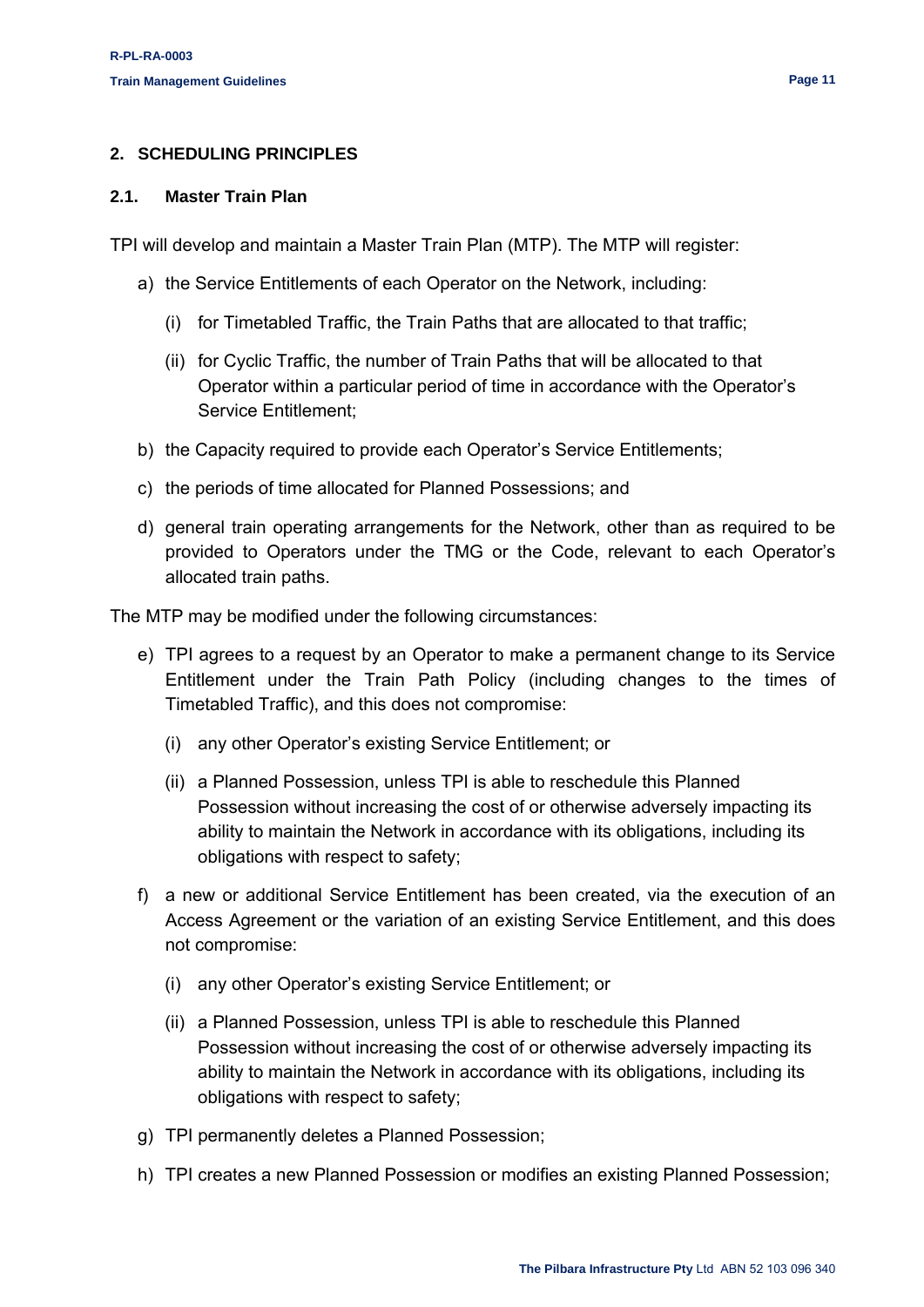## 2. SCHEDULING PRINCIPLES

### 2.1. Master Train Plan

TPI will develop and maintain a Master Train Plan (MTP). The MTP will register:

a) the Service Entitlements of each Operator on the Network, including:

   (i) for Timetabled Traffic, the Train Paths that are allocated to that traffic;

   (ii) for Cyclic Traffic, the number of Train Paths that will be allocated to that Operator within a particular period of time in accordance with the Operator's Service Entitlement;

b) the Capacity required to provide each Operator's Service Entitlements;

c) the periods of time allocated for Planned Possessions; and

d) general train operating arrangements for the Network, other than as required to be provided to Operators under the TMG or the Code, relevant to each Operator's allocated train paths.

The MTP may be modified under the following circumstances:

e) TPI agrees to a request by an Operator to make a permanent change to its Service Entitlement under the Train Path Policy (including changes to the times of Timetabled Traffic), and this does not compromise:

   (i) any other Operator's existing Service Entitlement; or

   (ii) a Planned Possession, unless TPI is able to reschedule this Planned Possession without increasing the cost of or otherwise adversely impacting its ability to maintain the Network in accordance with its obligations, including its obligations with respect to safety;

f) a new or additional Service Entitlement has been created, via the execution of an Access Agreement or the variation of an existing Service Entitlement, and this does not compromise:

   (i) any other Operator's existing Service Entitlement; or

   (ii) a Planned Possession, unless TPI is able to reschedule this Planned Possession without increasing the cost of or otherwise adversely impacting its ability to maintain the Network in accordance with its obligations, including its obligations with respect to safety;

g) TPI permanently deletes a Planned Possession;

h) TPI creates a new Planned Possession or modifies an existing Planned Possession;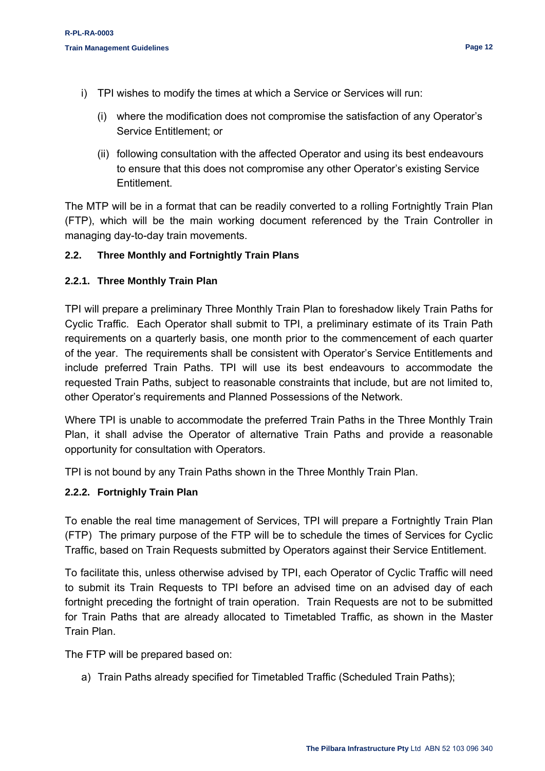i) TPI wishes to modify the times at which a Service or Services will run:

   (i) where the modification does not compromise the satisfaction of any Operator's Service Entitlement; or

   (ii) following consultation with the affected Operator and using its best endeavours to ensure that this does not compromise any other Operator's existing Service Entitlement.

The MTP will be in a format that can be readily converted to a rolling Fortnightly Train Plan (FTP), which will be the main working document referenced by the Train Controller in managing day-to-day train movements.

## 2.2. Three Monthly and Fortnightly Train Plans

### 2.2.1. Three Monthly Train Plan

TPI will prepare a preliminary Three Monthly Train Plan to foreshadow likely Train Paths for Cyclic Traffic. Each Operator shall submit to TPI, a preliminary estimate of its Train Path requirements on a quarterly basis, one month prior to the commencement of each quarter of the year. The requirements shall be consistent with Operator's Service Entitlements and include preferred Train Paths. TPI will use its best endeavours to accommodate the requested Train Paths, subject to reasonable constraints that include, but are not limited to, other Operator's requirements and Planned Possessions of the Network.

Where TPI is unable to accommodate the preferred Train Paths in the Three Monthly Train Plan, it shall advise the Operator of alternative Train Paths and provide a reasonable opportunity for consultation with Operators.

TPI is not bound by any Train Paths shown in the Three Monthly Train Plan.

### 2.2.2. Fortnighly Train Plan

To enable the real time management of Services, TPI will prepare a Fortnightly Train Plan (FTP) The primary purpose of the FTP will be to schedule the times of Services for Cyclic Traffic, based on Train Requests submitted by Operators against their Service Entitlement.

To facilitate this, unless otherwise advised by TPI, each Operator of Cyclic Traffic will need to submit its Train Requests to TPI before an advised time on an advised day of each fortnight preceding the fortnight of train operation. Train Requests are not to be submitted for Train Paths that are already allocated to Timetabled Traffic, as shown in the Master Train Plan.

The FTP will be prepared based on:

a) Train Paths already specified for Timetabled Traffic (Scheduled Train Paths);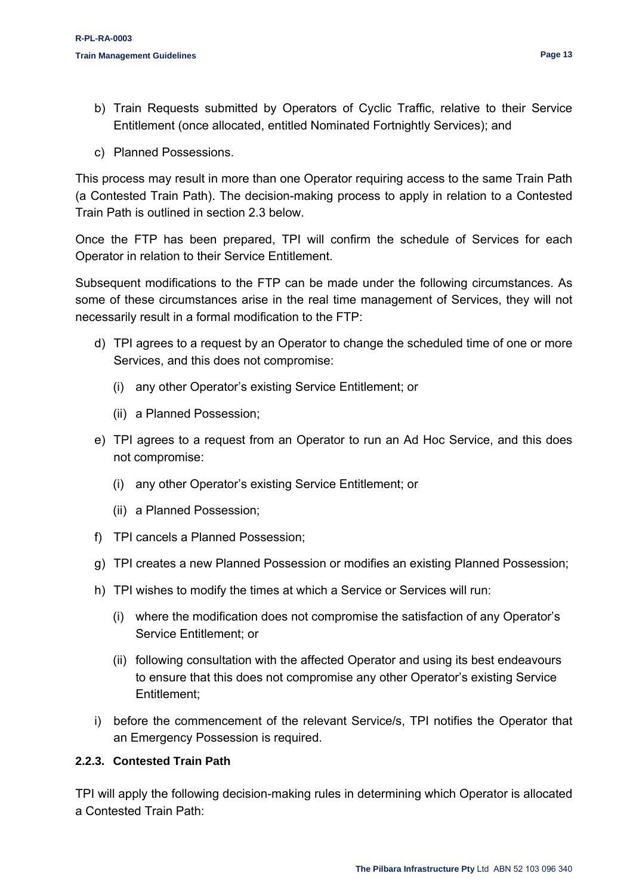b) Train Requests submitted by Operators of Cyclic Traffic, relative to their Service Entitlement (once allocated, entitled Nominated Fortnightly Services); and

c) Planned Possessions.

This process may result in more than one Operator requiring access to the same Train Path (a Contested Train Path). The decision-making process to apply in relation to a Contested Train Path is outlined in section 2.3 below.

Once the FTP has been prepared, TPI will confirm the schedule of Services for each Operator in relation to their Service Entitlement.

Subsequent modifications to the FTP can be made under the following circumstances. As some of these circumstances arise in the real time management of Services, they will not necessarily result in a formal modification to the FTP:

d) TPI agrees to a request by an Operator to change the scheduled time of one or more Services, and this does not compromise:

   (i) any other Operator's existing Service Entitlement; or

   (ii) a Planned Possession;

e) TPI agrees to a request from an Operator to run an Ad Hoc Service, and this does not compromise:

   (i) any other Operator's existing Service Entitlement; or

   (ii) a Planned Possession;

f) TPI cancels a Planned Possession;

g) TPI creates a new Planned Possession or modifies an existing Planned Possession;

h) TPI wishes to modify the times at which a Service or Services will run:

   (i) where the modification does not compromise the satisfaction of any Operator's Service Entitlement; or

   (ii) following consultation with the affected Operator and using its best endeavours to ensure that this does not compromise any other Operator's existing Service Entitlement;

i) before the commencement of the relevant Service/s, TPI notifies the Operator that an Emergency Possession is required.

#### 2.2.3. Contested Train Path

TPI will apply the following decision-making rules in determining which Operator is allocated a Contested Train Path: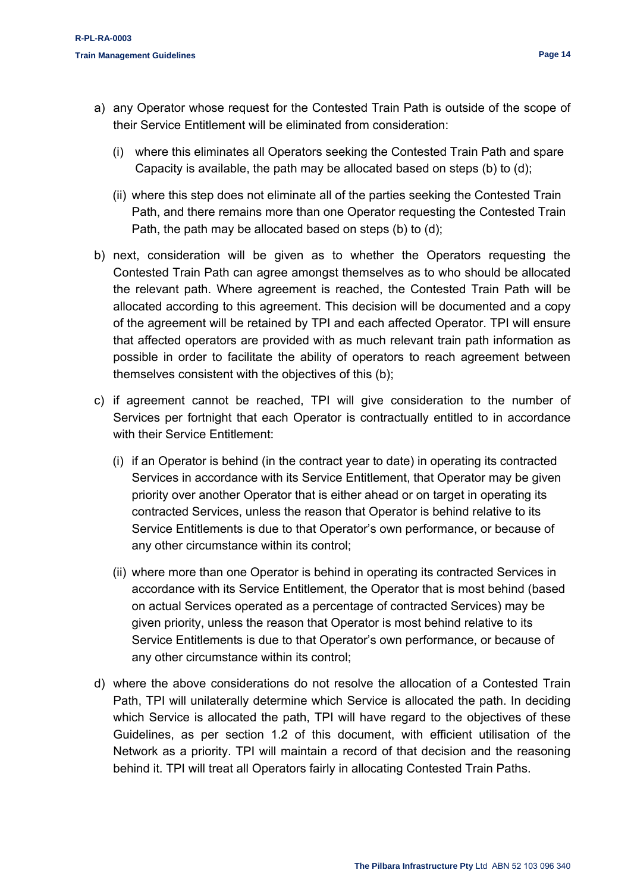a) any Operator whose request for the Contested Train Path is outside of the scope of their Service Entitlement will be eliminated from consideration:

   (i) where this eliminates all Operators seeking the Contested Train Path and spare Capacity is available, the path may be allocated based on steps (b) to (d);

   (ii) where this step does not eliminate all of the parties seeking the Contested Train Path, and there remains more than one Operator requesting the Contested Train Path, the path may be allocated based on steps (b) to (d);

b) next, consideration will be given as to whether the Operators requesting the Contested Train Path can agree amongst themselves as to who should be allocated the relevant path. Where agreement is reached, the Contested Train Path will be allocated according to this agreement. This decision will be documented and a copy of the agreement will be retained by TPI and each affected Operator. TPI will ensure that affected operators are provided with as much relevant train path information as possible in order to facilitate the ability of operators to reach agreement between themselves consistent with the objectives of this (b);

c) if agreement cannot be reached, TPI will give consideration to the number of Services per fortnight that each Operator is contractually entitled to in accordance with their Service Entitlement:

   (i) if an Operator is behind (in the contract year to date) in operating its contracted Services in accordance with its Service Entitlement, that Operator may be given priority over another Operator that is either ahead or on target in operating its contracted Services, unless the reason that Operator is behind relative to its Service Entitlements is due to that Operator's own performance, or because of any other circumstance within its control;

   (ii) where more than one Operator is behind in operating its contracted Services in accordance with its Service Entitlement, the Operator that is most behind (based on actual Services operated as a percentage of contracted Services) may be given priority, unless the reason that Operator is most behind relative to its Service Entitlements is due to that Operator's own performance, or because of any other circumstance within its control;

d) where the above considerations do not resolve the allocation of a Contested Train Path, TPI will unilaterally determine which Service is allocated the path. In deciding which Service is allocated the path, TPI will have regard to the objectives of these Guidelines, as per section 1.2 of this document, with efficient utilisation of the Network as a priority. TPI will maintain a record of that decision and the reasoning behind it. TPI will treat all Operators fairly in allocating Contested Train Paths.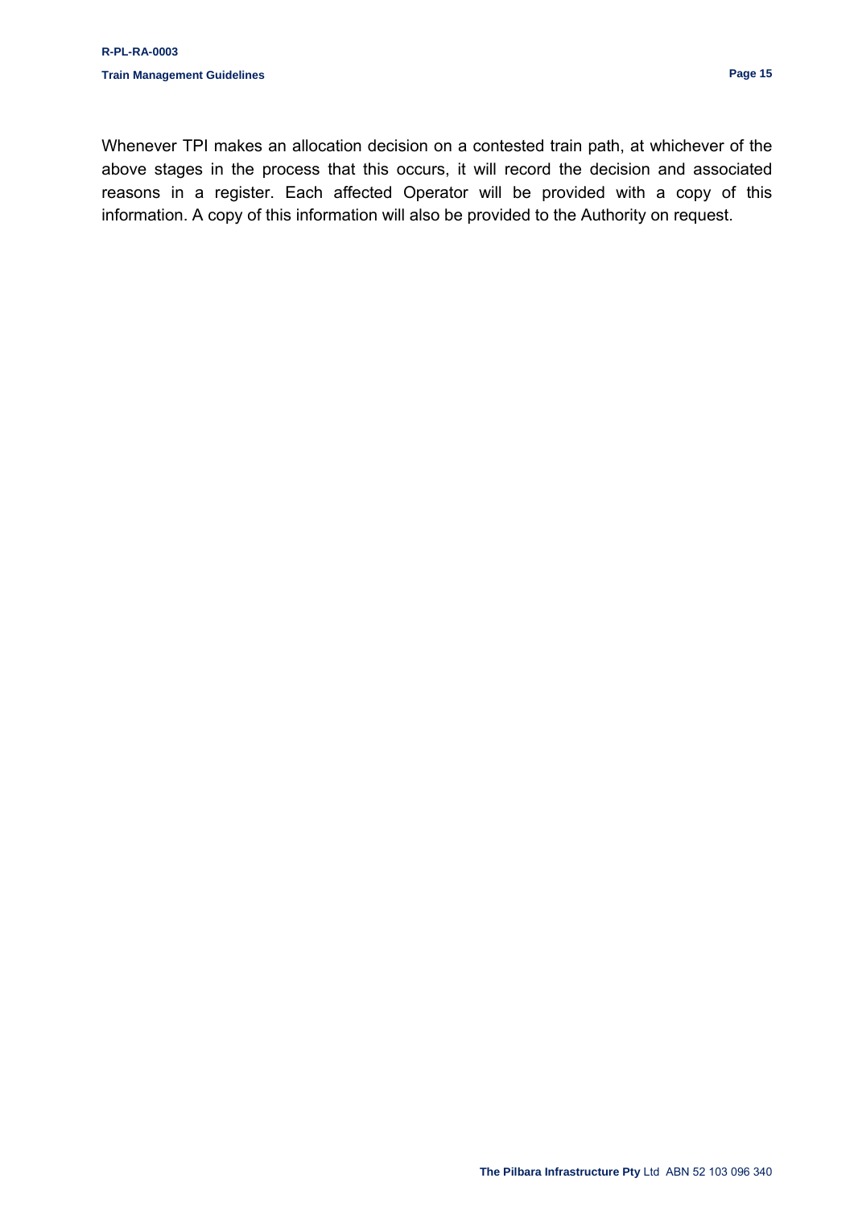Whenever TPI makes an allocation decision on a contested train path, at whichever of the above stages in the process that this occurs, it will record the decision and associated reasons in a register. Each affected Operator will be provided with a copy of this information. A copy of this information will also be provided to the Authority on request.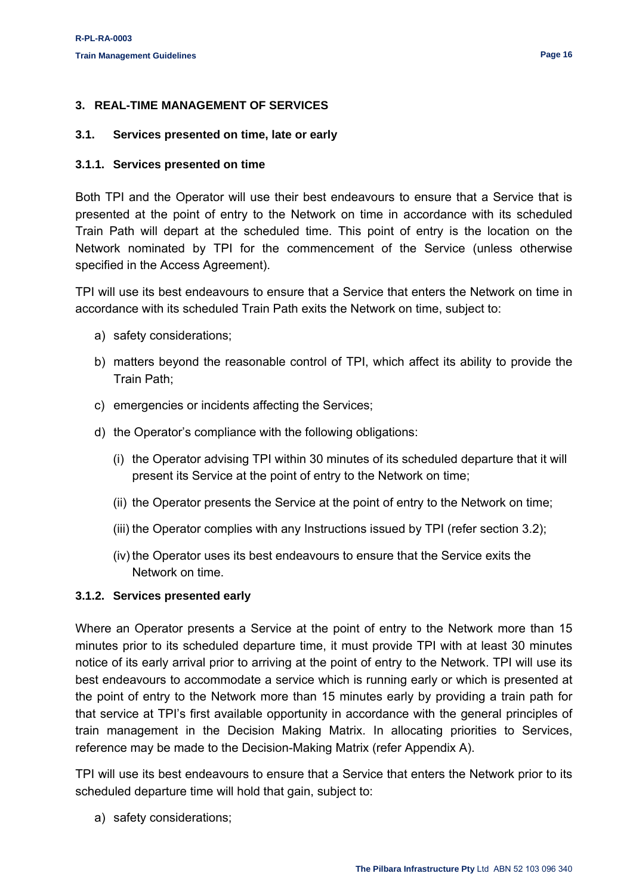# 3. REAL-TIME MANAGEMENT OF SERVICES

## 3.1. Services presented on time, late or early

### 3.1.1. Services presented on time

Both TPI and the Operator will use their best endeavours to ensure that a Service that is presented at the point of entry to the Network on time in accordance with its scheduled Train Path will depart at the scheduled time. This point of entry is the location on the Network nominated by TPI for the commencement of the Service (unless otherwise specified in the Access Agreement).

TPI will use its best endeavours to ensure that a Service that enters the Network on time in accordance with its scheduled Train Path exits the Network on time, subject to:

a) safety considerations;

b) matters beyond the reasonable control of TPI, which affect its ability to provide the Train Path;

c) emergencies or incidents affecting the Services;

d) the Operator's compliance with the following obligations:

   (i) the Operator advising TPI within 30 minutes of its scheduled departure that it will present its Service at the point of entry to the Network on time;

   (ii) the Operator presents the Service at the point of entry to the Network on time;

   (iii) the Operator complies with any Instructions issued by TPI (refer section 3.2);

   (iv) the Operator uses its best endeavours to ensure that the Service exits the Network on time.

### 3.1.2. Services presented early

Where an Operator presents a Service at the point of entry to the Network more than 15 minutes prior to its scheduled departure time, it must provide TPI with at least 30 minutes notice of its early arrival prior to arriving at the point of entry to the Network. TPI will use its best endeavours to accommodate a service which is running early or which is presented at the point of entry to the Network more than 15 minutes early by providing a train path for that service at TPI's first available opportunity in accordance with the general principles of train management in the Decision Making Matrix. In allocating priorities to Services, reference may be made to the Decision-Making Matrix (refer Appendix A).

TPI will use its best endeavours to ensure that a Service that enters the Network prior to its scheduled departure time will hold that gain, subject to:

a) safety considerations;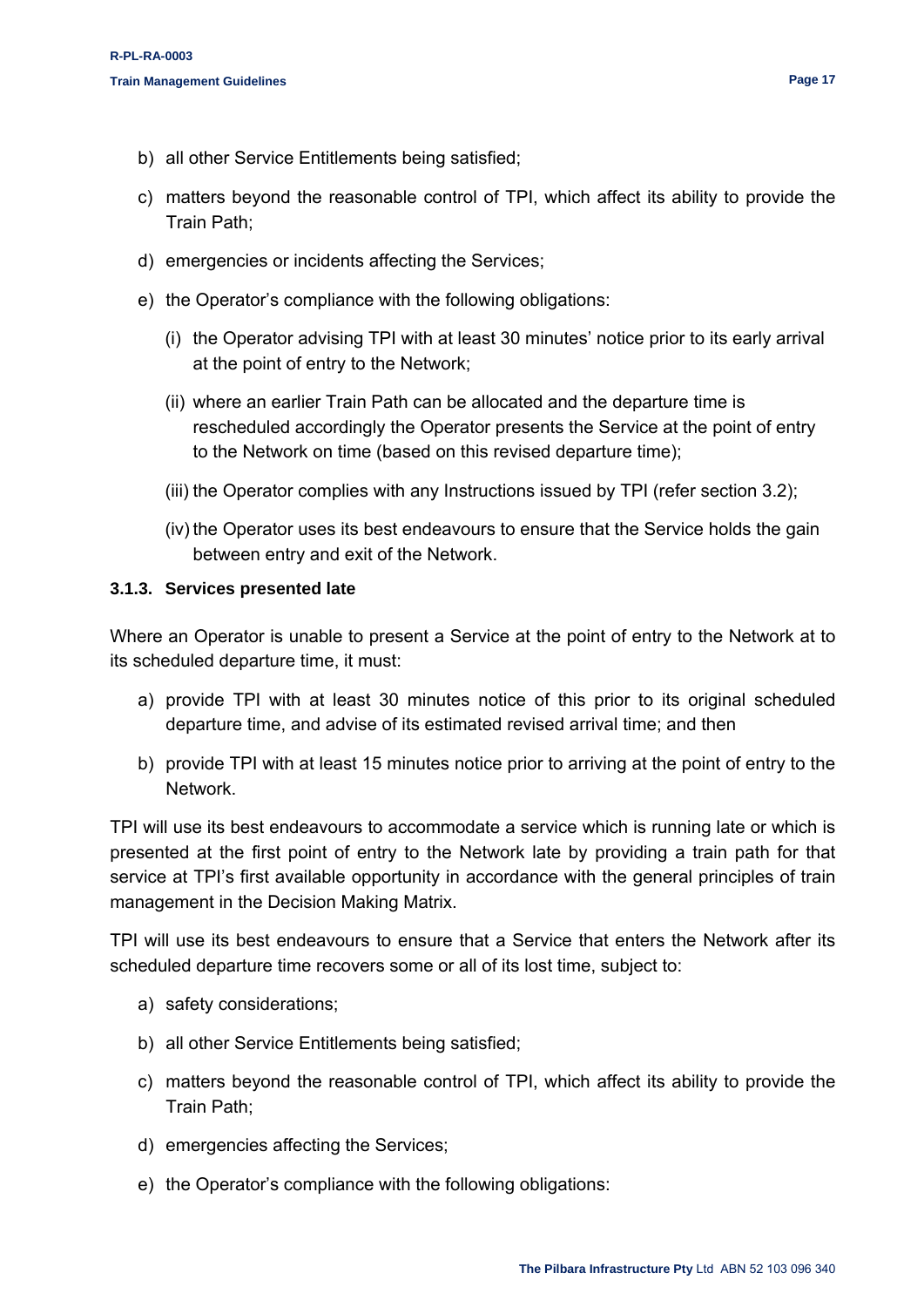b) all other Service Entitlements being satisfied;

c) matters beyond the reasonable control of TPI, which affect its ability to provide the Train Path;

d) emergencies or incidents affecting the Services;

e) the Operator's compliance with the following obligations:

   (i) the Operator advising TPI with at least 30 minutes' notice prior to its early arrival at the point of entry to the Network;

   (ii) where an earlier Train Path can be allocated and the departure time is rescheduled accordingly the Operator presents the Service at the point of entry to the Network on time (based on this revised departure time);

   (iii) the Operator complies with any Instructions issued by TPI (refer section 3.2);

   (iv) the Operator uses its best endeavours to ensure that the Service holds the gain between entry and exit of the Network.

### 3.1.3. Services presented late

Where an Operator is unable to present a Service at the point of entry to the Network at to its scheduled departure time, it must:

a) provide TPI with at least 30 minutes notice of this prior to its original scheduled departure time, and advise of its estimated revised arrival time; and then

b) provide TPI with at least 15 minutes notice prior to arriving at the point of entry to the Network.

TPI will use its best endeavours to accommodate a service which is running late or which is presented at the first point of entry to the Network late by providing a train path for that service at TPI's first available opportunity in accordance with the general principles of train management in the Decision Making Matrix.

TPI will use its best endeavours to ensure that a Service that enters the Network after its scheduled departure time recovers some or all of its lost time, subject to:

a) safety considerations;

b) all other Service Entitlements being satisfied;

c) matters beyond the reasonable control of TPI, which affect its ability to provide the Train Path;

d) emergencies affecting the Services;

e) the Operator's compliance with the following obligations: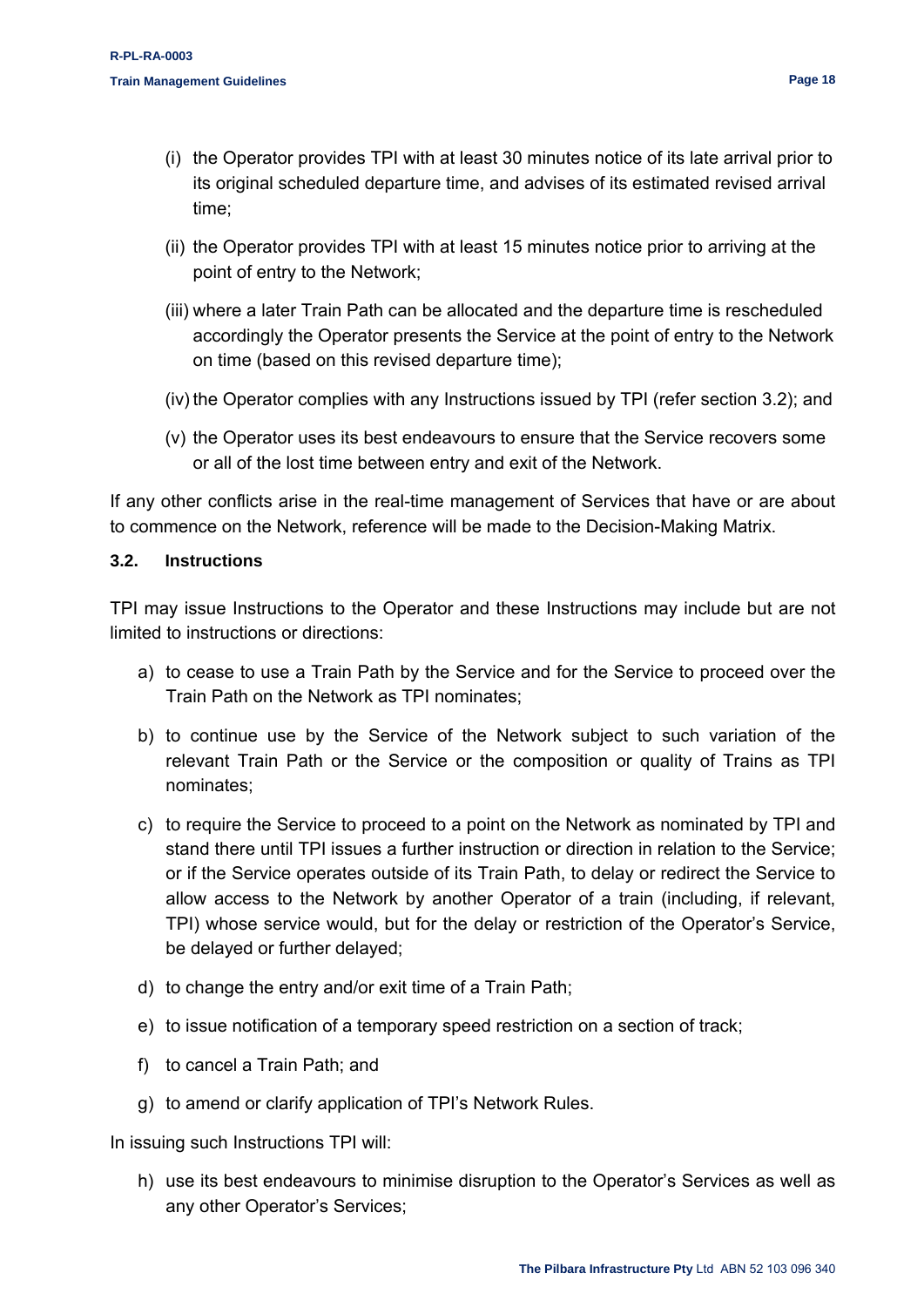(i) the Operator provides TPI with at least 30 minutes notice of its late arrival prior to its original scheduled departure time, and advises of its estimated revised arrival time;

(ii) the Operator provides TPI with at least 15 minutes notice prior to arriving at the point of entry to the Network;

(iii) where a later Train Path can be allocated and the departure time is rescheduled accordingly the Operator presents the Service at the point of entry to the Network on time (based on this revised departure time);

(iv) the Operator complies with any Instructions issued by TPI (refer section 3.2); and

(v) the Operator uses its best endeavours to ensure that the Service recovers some or all of the lost time between entry and exit of the Network.

If any other conflicts arise in the real-time management of Services that have or are about to commence on the Network, reference will be made to the Decision-Making Matrix.

### 3.2. Instructions

TPI may issue Instructions to the Operator and these Instructions may include but are not limited to instructions or directions:

a) to cease to use a Train Path by the Service and for the Service to proceed over the Train Path on the Network as TPI nominates;

b) to continue use by the Service of the Network subject to such variation of the relevant Train Path or the Service or the composition or quality of Trains as TPI nominates;

c) to require the Service to proceed to a point on the Network as nominated by TPI and stand there until TPI issues a further instruction or direction in relation to the Service; or if the Service operates outside of its Train Path, to delay or redirect the Service to allow access to the Network by another Operator of a train (including, if relevant, TPI) whose service would, but for the delay or restriction of the Operator's Service, be delayed or further delayed;

d) to change the entry and/or exit time of a Train Path;

e) to issue notification of a temporary speed restriction on a section of track;

f) to cancel a Train Path; and

g) to amend or clarify application of TPI's Network Rules.

In issuing such Instructions TPI will:

h) use its best endeavours to minimise disruption to the Operator's Services as well as any other Operator's Services;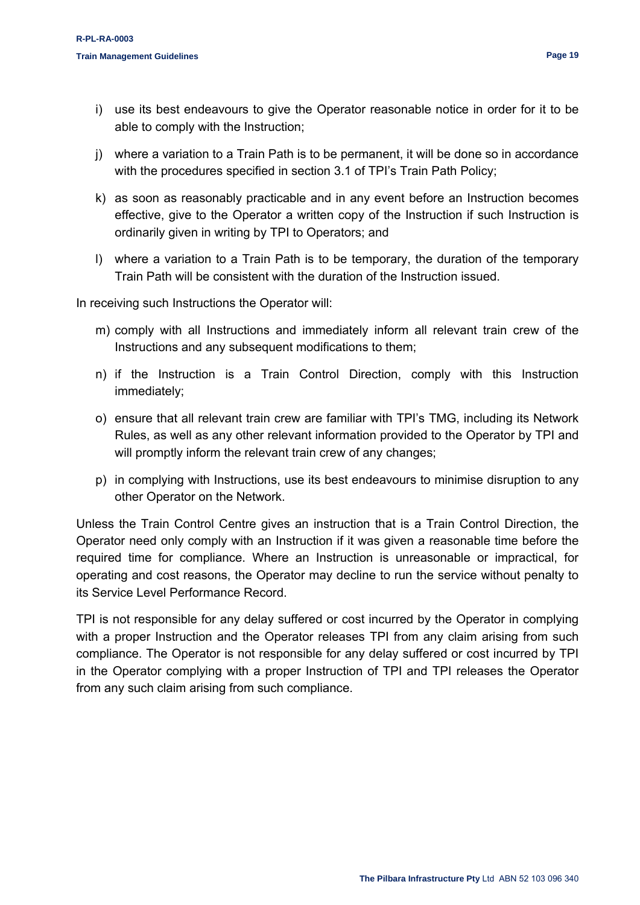i) use its best endeavours to give the Operator reasonable notice in order for it to be able to comply with the Instruction;

j) where a variation to a Train Path is to be permanent, it will be done so in accordance with the procedures specified in section 3.1 of TPI's Train Path Policy;

k) as soon as reasonably practicable and in any event before an Instruction becomes effective, give to the Operator a written copy of the Instruction if such Instruction is ordinarily given in writing by TPI to Operators; and

l) where a variation to a Train Path is to be temporary, the duration of the temporary Train Path will be consistent with the duration of the Instruction issued.

In receiving such Instructions the Operator will:

m) comply with all Instructions and immediately inform all relevant train crew of the Instructions and any subsequent modifications to them;

n) if the Instruction is a Train Control Direction, comply with this Instruction immediately;

o) ensure that all relevant train crew are familiar with TPI's TMG, including its Network Rules, as well as any other relevant information provided to the Operator by TPI and will promptly inform the relevant train crew of any changes;

p) in complying with Instructions, use its best endeavours to minimise disruption to any other Operator on the Network.

Unless the Train Control Centre gives an instruction that is a Train Control Direction, the Operator need only comply with an Instruction if it was given a reasonable time before the required time for compliance. Where an Instruction is unreasonable or impractical, for operating and cost reasons, the Operator may decline to run the service without penalty to its Service Level Performance Record.

TPI is not responsible for any delay suffered or cost incurred by the Operator in complying with a proper Instruction and the Operator releases TPI from any claim arising from such compliance. The Operator is not responsible for any delay suffered or cost incurred by TPI in the Operator complying with a proper Instruction of TPI and TPI releases the Operator from any such claim arising from such compliance.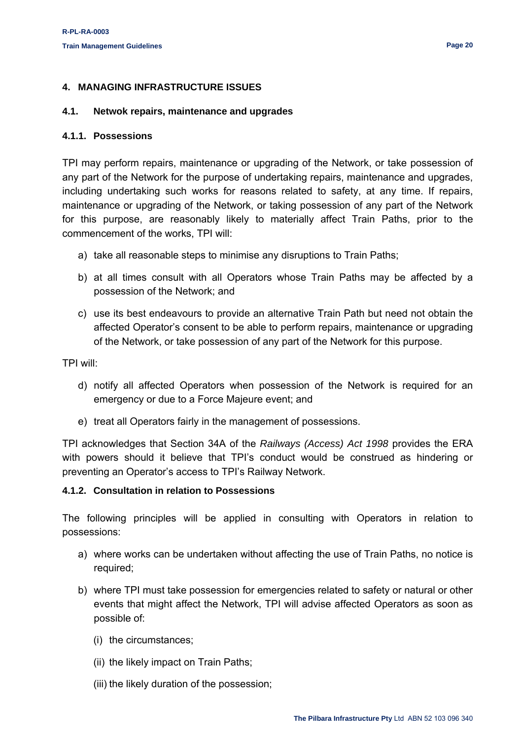## 4. MANAGING INFRASTRUCTURE ISSUES

### 4.1. Netwok repairs, maintenance and upgrades

#### 4.1.1. Possessions

TPI may perform repairs, maintenance or upgrading of the Network, or take possession of any part of the Network for the purpose of undertaking repairs, maintenance and upgrades, including undertaking such works for reasons related to safety, at any time. If repairs, maintenance or upgrading of the Network, or taking possession of any part of the Network for this purpose, are reasonably likely to materially affect Train Paths, prior to the commencement of the works, TPI will:

a) take all reasonable steps to minimise any disruptions to Train Paths;

b) at all times consult with all Operators whose Train Paths may be affected by a possession of the Network; and

c) use its best endeavours to provide an alternative Train Path but need not obtain the affected Operator's consent to be able to perform repairs, maintenance or upgrading of the Network, or take possession of any part of the Network for this purpose.

TPI will:

d) notify all affected Operators when possession of the Network is required for an emergency or due to a Force Majeure event; and

e) treat all Operators fairly in the management of possessions.

TPI acknowledges that Section 34A of the *Railways (Access) Act 1998* provides the ERA with powers should it believe that TPI's conduct would be construed as hindering or preventing an Operator's access to TPI's Railway Network.

#### 4.1.2. Consultation in relation to Possessions

The following principles will be applied in consulting with Operators in relation to possessions:

a) where works can be undertaken without affecting the use of Train Paths, no notice is required;

b) where TPI must take possession for emergencies related to safety or natural or other events that might affect the Network, TPI will advise affected Operators as soon as possible of:

   (i) the circumstances;

   (ii) the likely impact on Train Paths;

   (iii) the likely duration of the possession;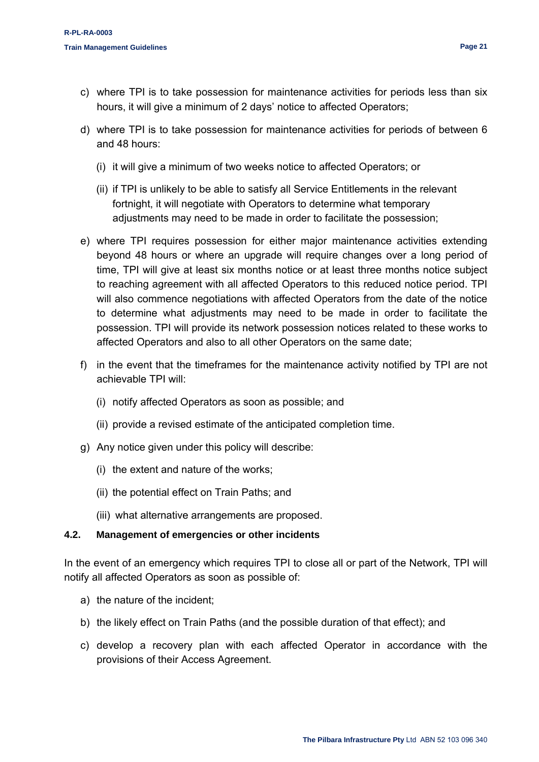c) where TPI is to take possession for maintenance activities for periods less than six hours, it will give a minimum of 2 days' notice to affected Operators;

d) where TPI is to take possession for maintenance activities for periods of between 6 and 48 hours:

   (i) it will give a minimum of two weeks notice to affected Operators; or

   (ii) if TPI is unlikely to be able to satisfy all Service Entitlements in the relevant fortnight, it will negotiate with Operators to determine what temporary adjustments may need to be made in order to facilitate the possession;

e) where TPI requires possession for either major maintenance activities extending beyond 48 hours or where an upgrade will require changes over a long period of time, TPI will give at least six months notice or at least three months notice subject to reaching agreement with all affected Operators to this reduced notice period. TPI will also commence negotiations with affected Operators from the date of the notice to determine what adjustments may need to be made in order to facilitate the possession. TPI will provide its network possession notices related to these works to affected Operators and also to all other Operators on the same date;

f) in the event that the timeframes for the maintenance activity notified by TPI are not achievable TPI will:

   (i) notify affected Operators as soon as possible; and

   (ii) provide a revised estimate of the anticipated completion time.

g) Any notice given under this policy will describe:

   (i) the extent and nature of the works;

   (ii) the potential effect on Train Paths; and

   (iii) what alternative arrangements are proposed.

### 4.2. Management of emergencies or other incidents

In the event of an emergency which requires TPI to close all or part of the Network, TPI will notify all affected Operators as soon as possible of:

a) the nature of the incident;

b) the likely effect on Train Paths (and the possible duration of that effect); and

c) develop a recovery plan with each affected Operator in accordance with the provisions of their Access Agreement.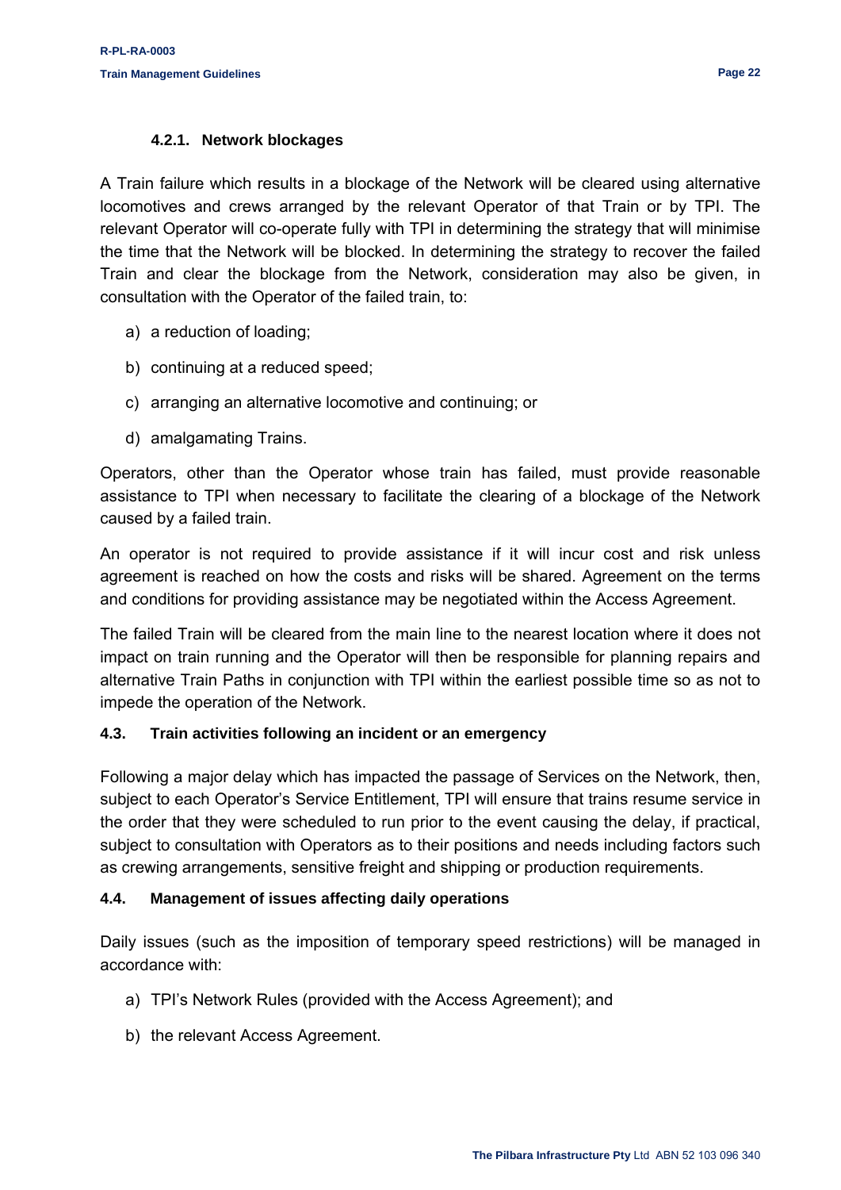#### 4.2.1. Network blockages

A Train failure which results in a blockage of the Network will be cleared using alternative locomotives and crews arranged by the relevant Operator of that Train or by TPI. The relevant Operator will co-operate fully with TPI in determining the strategy that will minimise the time that the Network will be blocked. In determining the strategy to recover the failed Train and clear the blockage from the Network, consideration may also be given, in consultation with the Operator of the failed train, to:

a) a reduction of loading;

b) continuing at a reduced speed;

c) arranging an alternative locomotive and continuing; or

d) amalgamating Trains.

Operators, other than the Operator whose train has failed, must provide reasonable assistance to TPI when necessary to facilitate the clearing of a blockage of the Network caused by a failed train.

An operator is not required to provide assistance if it will incur cost and risk unless agreement is reached on how the costs and risks will be shared. Agreement on the terms and conditions for providing assistance may be negotiated within the Access Agreement.

The failed Train will be cleared from the main line to the nearest location where it does not impact on train running and the Operator will then be responsible for planning repairs and alternative Train Paths in conjunction with TPI within the earliest possible time so as not to impede the operation of the Network.

### 4.3. Train activities following an incident or an emergency

Following a major delay which has impacted the passage of Services on the Network, then, subject to each Operator's Service Entitlement, TPI will ensure that trains resume service in the order that they were scheduled to run prior to the event causing the delay, if practical, subject to consultation with Operators as to their positions and needs including factors such as crewing arrangements, sensitive freight and shipping or production requirements.

### 4.4. Management of issues affecting daily operations

Daily issues (such as the imposition of temporary speed restrictions) will be managed in accordance with:

a) TPI's Network Rules (provided with the Access Agreement); and

b) the relevant Access Agreement.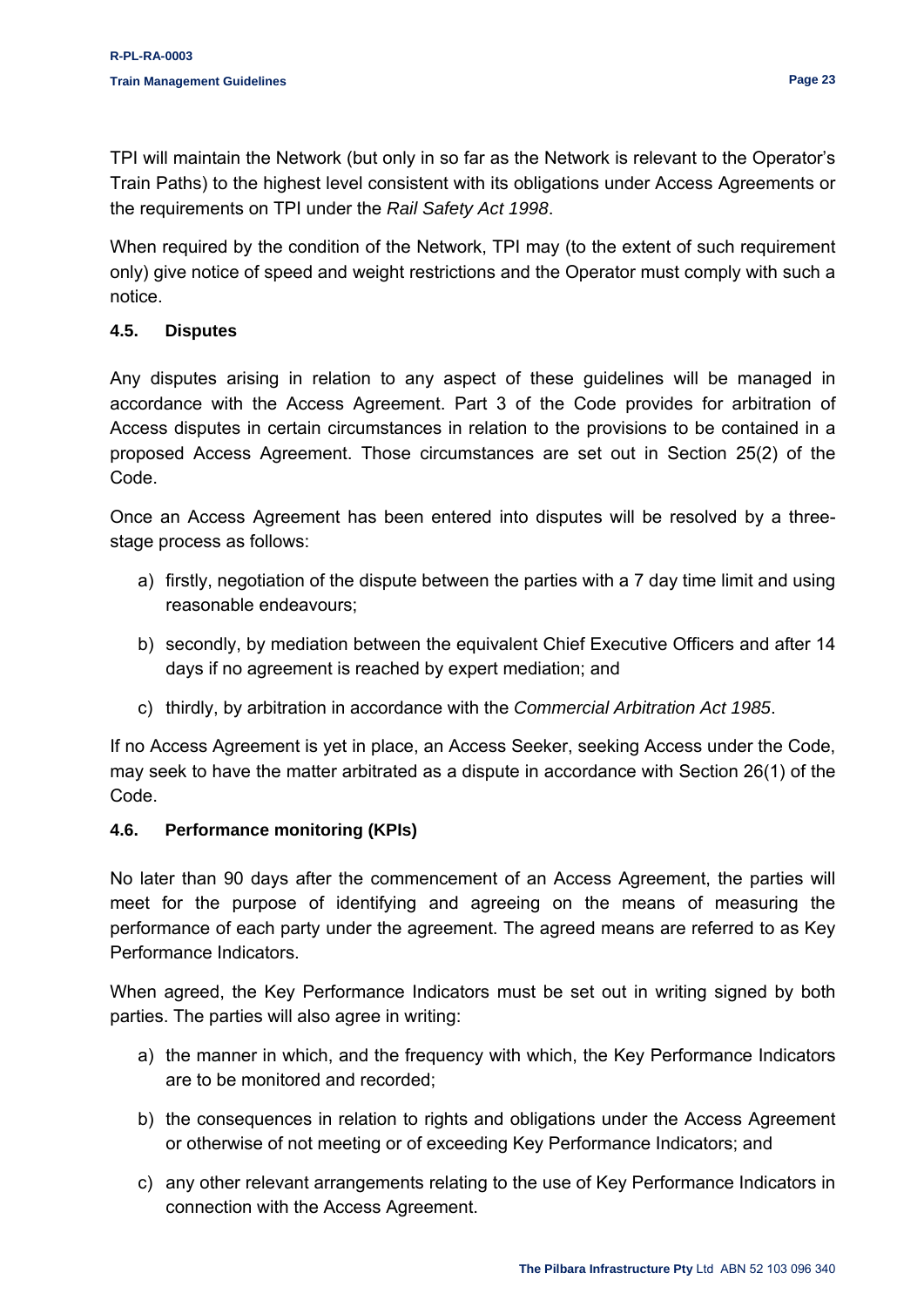TPI will maintain the Network (but only in so far as the Network is relevant to the Operator's Train Paths) to the highest level consistent with its obligations under Access Agreements or the requirements on TPI under the *Rail Safety Act 1998*.

When required by the condition of the Network, TPI may (to the extent of such requirement only) give notice of speed and weight restrictions and the Operator must comply with such a notice.

### 4.5. Disputes

Any disputes arising in relation to any aspect of these guidelines will be managed in accordance with the Access Agreement. Part 3 of the Code provides for arbitration of Access disputes in certain circumstances in relation to the provisions to be contained in a proposed Access Agreement. Those circumstances are set out in Section 25(2) of the Code.

Once an Access Agreement has been entered into disputes will be resolved by a three-stage process as follows:

a) firstly, negotiation of the dispute between the parties with a 7 day time limit and using reasonable endeavours;

b) secondly, by mediation between the equivalent Chief Executive Officers and after 14 days if no agreement is reached by expert mediation; and

c) thirdly, by arbitration in accordance with the *Commercial Arbitration Act 1985*.

If no Access Agreement is yet in place, an Access Seeker, seeking Access under the Code, may seek to have the matter arbitrated as a dispute in accordance with Section 26(1) of the Code.

### 4.6. Performance monitoring (KPIs)

No later than 90 days after the commencement of an Access Agreement, the parties will meet for the purpose of identifying and agreeing on the means of measuring the performance of each party under the agreement. The agreed means are referred to as Key Performance Indicators.

When agreed, the Key Performance Indicators must be set out in writing signed by both parties. The parties will also agree in writing:

a) the manner in which, and the frequency with which, the Key Performance Indicators are to be monitored and recorded;

b) the consequences in relation to rights and obligations under the Access Agreement or otherwise of not meeting or of exceeding Key Performance Indicators; and

c) any other relevant arrangements relating to the use of Key Performance Indicators in connection with the Access Agreement.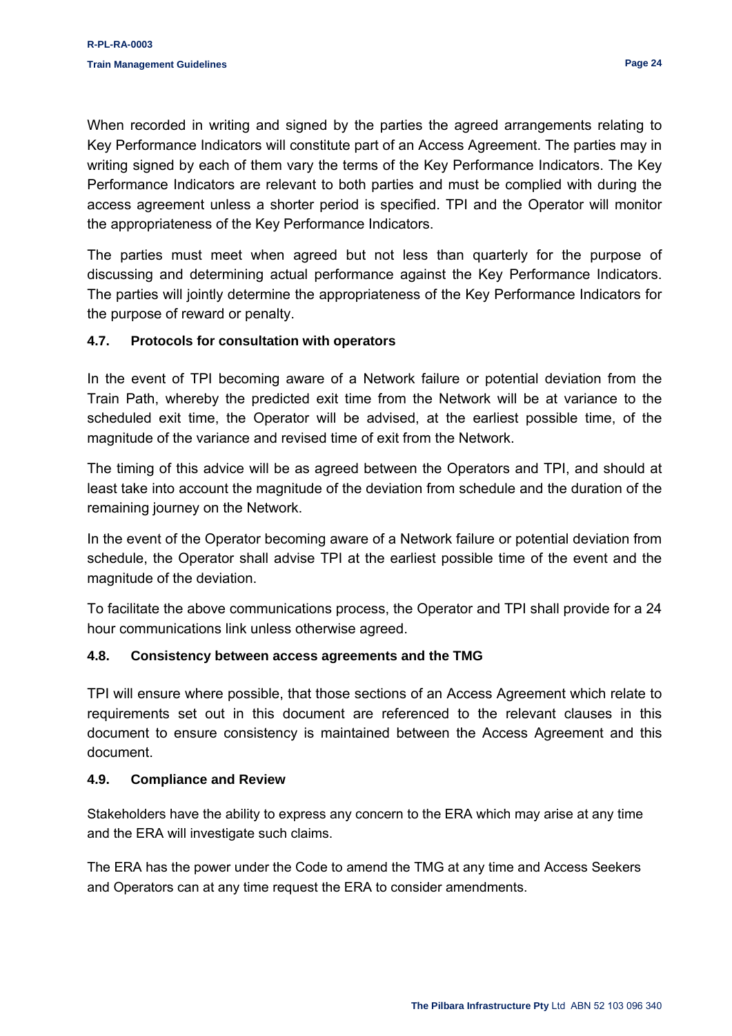When recorded in writing and signed by the parties the agreed arrangements relating to Key Performance Indicators will constitute part of an Access Agreement. The parties may in writing signed by each of them vary the terms of the Key Performance Indicators. The Key Performance Indicators are relevant to both parties and must be complied with during the access agreement unless a shorter period is specified. TPI and the Operator will monitor the appropriateness of the Key Performance Indicators.

The parties must meet when agreed but not less than quarterly for the purpose of discussing and determining actual performance against the Key Performance Indicators. The parties will jointly determine the appropriateness of the Key Performance Indicators for the purpose of reward or penalty.

### 4.7. Protocols for consultation with operators

In the event of TPI becoming aware of a Network failure or potential deviation from the Train Path, whereby the predicted exit time from the Network will be at variance to the scheduled exit time, the Operator will be advised, at the earliest possible time, of the magnitude of the variance and revised time of exit from the Network.

The timing of this advice will be as agreed between the Operators and TPI, and should at least take into account the magnitude of the deviation from schedule and the duration of the remaining journey on the Network.

In the event of the Operator becoming aware of a Network failure or potential deviation from schedule, the Operator shall advise TPI at the earliest possible time of the event and the magnitude of the deviation.

To facilitate the above communications process, the Operator and TPI shall provide for a 24 hour communications link unless otherwise agreed.

### 4.8. Consistency between access agreements and the TMG

TPI will ensure where possible, that those sections of an Access Agreement which relate to requirements set out in this document are referenced to the relevant clauses in this document to ensure consistency is maintained between the Access Agreement and this document.

### 4.9. Compliance and Review

Stakeholders have the ability to express any concern to the ERA which may arise at any time and the ERA will investigate such claims.

The ERA has the power under the Code to amend the TMG at any time and Access Seekers and Operators can at any time request the ERA to consider amendments.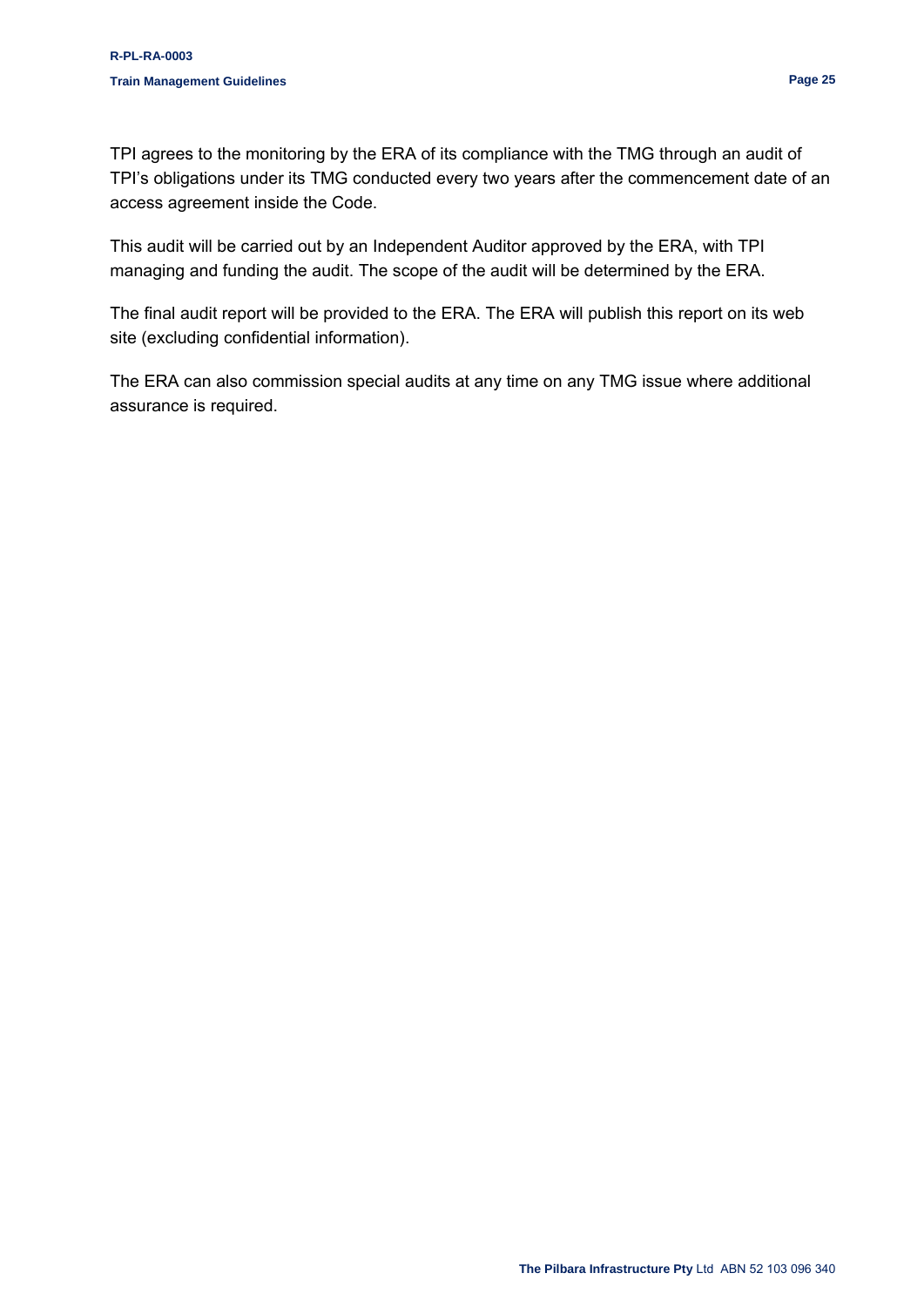TPI agrees to the monitoring by the ERA of its compliance with the TMG through an audit of TPI's obligations under its TMG conducted every two years after the commencement date of an access agreement inside the Code.

This audit will be carried out by an Independent Auditor approved by the ERA, with TPI managing and funding the audit. The scope of the audit will be determined by the ERA.

The final audit report will be provided to the ERA. The ERA will publish this report on its web site (excluding confidential information).

The ERA can also commission special audits at any time on any TMG issue where additional assurance is required.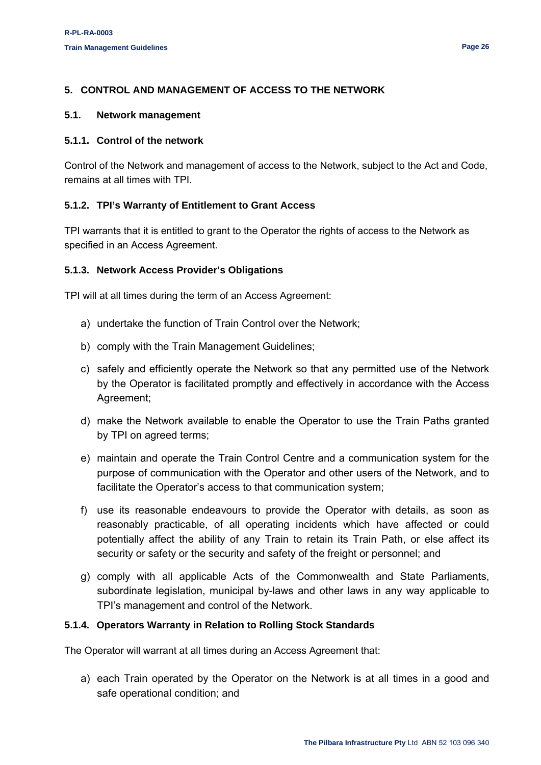## 5. CONTROL AND MANAGEMENT OF ACCESS TO THE NETWORK

### 5.1. Network management

#### 5.1.1. Control of the network

Control of the Network and management of access to the Network, subject to the Act and Code, remains at all times with TPI.

#### 5.1.2. TPI's Warranty of Entitlement to Grant Access

TPI warrants that it is entitled to grant to the Operator the rights of access to the Network as specified in an Access Agreement.

#### 5.1.3. Network Access Provider's Obligations

TPI will at all times during the term of an Access Agreement:

a) undertake the function of Train Control over the Network;

b) comply with the Train Management Guidelines;

c) safely and efficiently operate the Network so that any permitted use of the Network by the Operator is facilitated promptly and effectively in accordance with the Access Agreement;

d) make the Network available to enable the Operator to use the Train Paths granted by TPI on agreed terms;

e) maintain and operate the Train Control Centre and a communication system for the purpose of communication with the Operator and other users of the Network, and to facilitate the Operator's access to that communication system;

f) use its reasonable endeavours to provide the Operator with details, as soon as reasonably practicable, of all operating incidents which have affected or could potentially affect the ability of any Train to retain its Train Path, or else affect its security or safety or the security and safety of the freight or personnel; and

g) comply with all applicable Acts of the Commonwealth and State Parliaments, subordinate legislation, municipal by-laws and other laws in any way applicable to TPI's management and control of the Network.

#### 5.1.4. Operators Warranty in Relation to Rolling Stock Standards

The Operator will warrant at all times during an Access Agreement that:

a) each Train operated by the Operator on the Network is at all times in a good and safe operational condition; and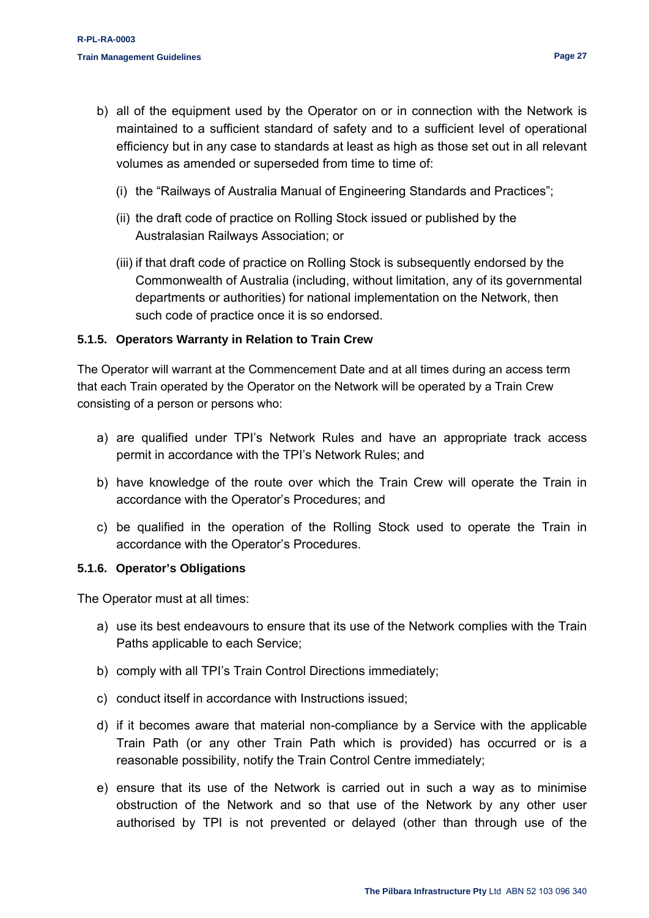b) all of the equipment used by the Operator on or in connection with the Network is maintained to a sufficient standard of safety and to a sufficient level of operational efficiency but in any case to standards at least as high as those set out in all relevant volumes as amended or superseded from time to time of:

   (i) the "Railways of Australia Manual of Engineering Standards and Practices";

   (ii) the draft code of practice on Rolling Stock issued or published by the Australasian Railways Association; or

   (iii) if that draft code of practice on Rolling Stock is subsequently endorsed by the Commonwealth of Australia (including, without limitation, any of its governmental departments or authorities) for national implementation on the Network, then such code of practice once it is so endorsed.

#### 5.1.5. Operators Warranty in Relation to Train Crew

The Operator will warrant at the Commencement Date and at all times during an access term that each Train operated by the Operator on the Network will be operated by a Train Crew consisting of a person or persons who:

a) are qualified under TPI's Network Rules and have an appropriate track access permit in accordance with the TPI's Network Rules; and

b) have knowledge of the route over which the Train Crew will operate the Train in accordance with the Operator's Procedures; and

c) be qualified in the operation of the Rolling Stock used to operate the Train in accordance with the Operator's Procedures.

#### 5.1.6. Operator's Obligations

The Operator must at all times:

a) use its best endeavours to ensure that its use of the Network complies with the Train Paths applicable to each Service;

b) comply with all TPI's Train Control Directions immediately;

c) conduct itself in accordance with Instructions issued;

d) if it becomes aware that material non-compliance by a Service with the applicable Train Path (or any other Train Path which is provided) has occurred or is a reasonable possibility, notify the Train Control Centre immediately;

e) ensure that its use of the Network is carried out in such a way as to minimise obstruction of the Network and so that use of the Network by any other user authorised by TPI is not prevented or delayed (other than through use of the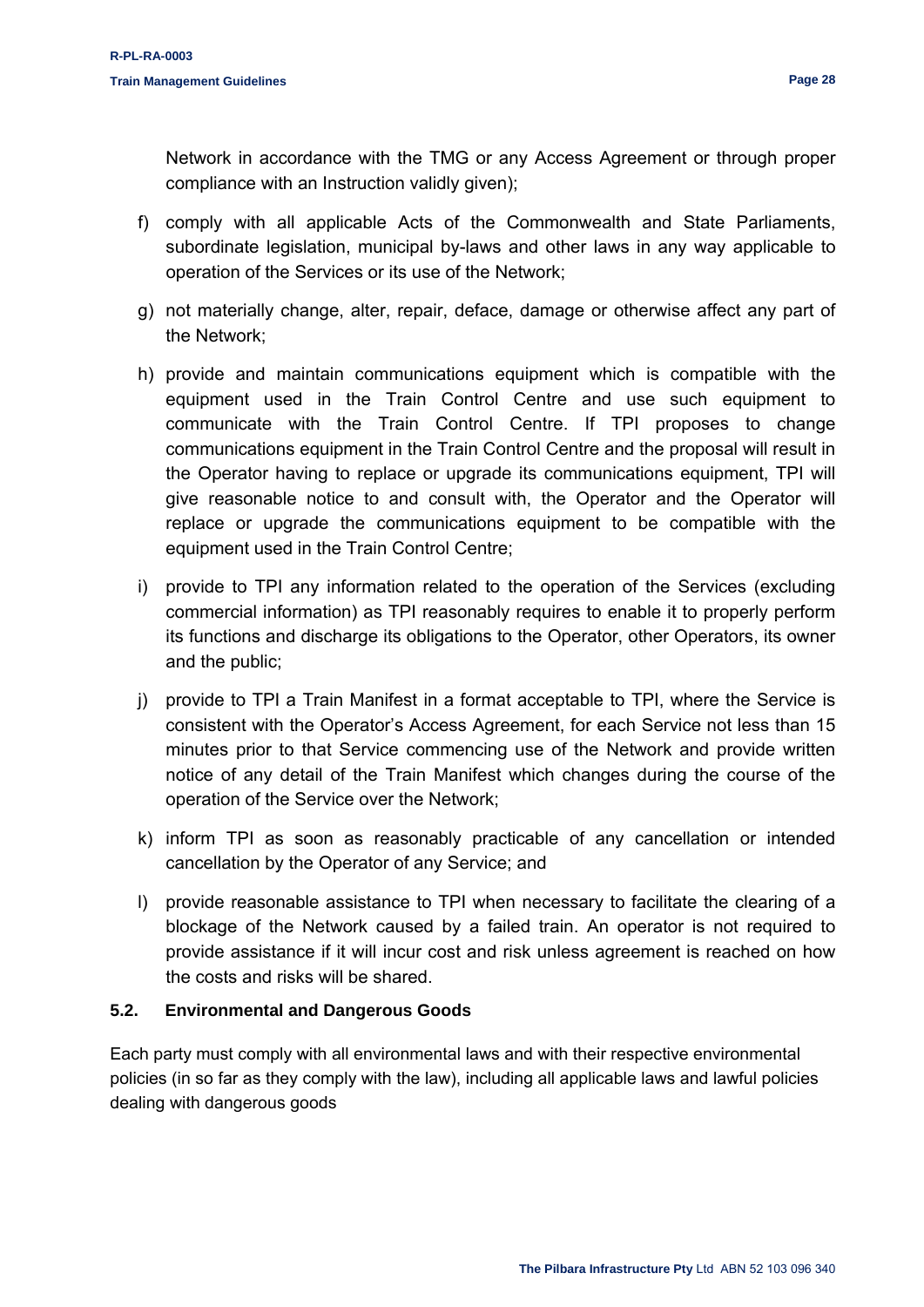Network in accordance with the TMG or any Access Agreement or through proper compliance with an Instruction validly given);

f) comply with all applicable Acts of the Commonwealth and State Parliaments, subordinate legislation, municipal by-laws and other laws in any way applicable to operation of the Services or its use of the Network;

g) not materially change, alter, repair, deface, damage or otherwise affect any part of the Network;

h) provide and maintain communications equipment which is compatible with the equipment used in the Train Control Centre and use such equipment to communicate with the Train Control Centre. If TPI proposes to change communications equipment in the Train Control Centre and the proposal will result in the Operator having to replace or upgrade its communications equipment, TPI will give reasonable notice to and consult with, the Operator and the Operator will replace or upgrade the communications equipment to be compatible with the equipment used in the Train Control Centre;

i) provide to TPI any information related to the operation of the Services (excluding commercial information) as TPI reasonably requires to enable it to properly perform its functions and discharge its obligations to the Operator, other Operators, its owner and the public;

j) provide to TPI a Train Manifest in a format acceptable to TPI, where the Service is consistent with the Operator's Access Agreement, for each Service not less than 15 minutes prior to that Service commencing use of the Network and provide written notice of any detail of the Train Manifest which changes during the course of the operation of the Service over the Network;

k) inform TPI as soon as reasonably practicable of any cancellation or intended cancellation by the Operator of any Service; and

l) provide reasonable assistance to TPI when necessary to facilitate the clearing of a blockage of the Network caused by a failed train. An operator is not required to provide assistance if it will incur cost and risk unless agreement is reached on how the costs and risks will be shared.

## 5.2. Environmental and Dangerous Goods

Each party must comply with all environmental laws and with their respective environmental policies (in so far as they comply with the law), including all applicable laws and lawful policies dealing with dangerous goods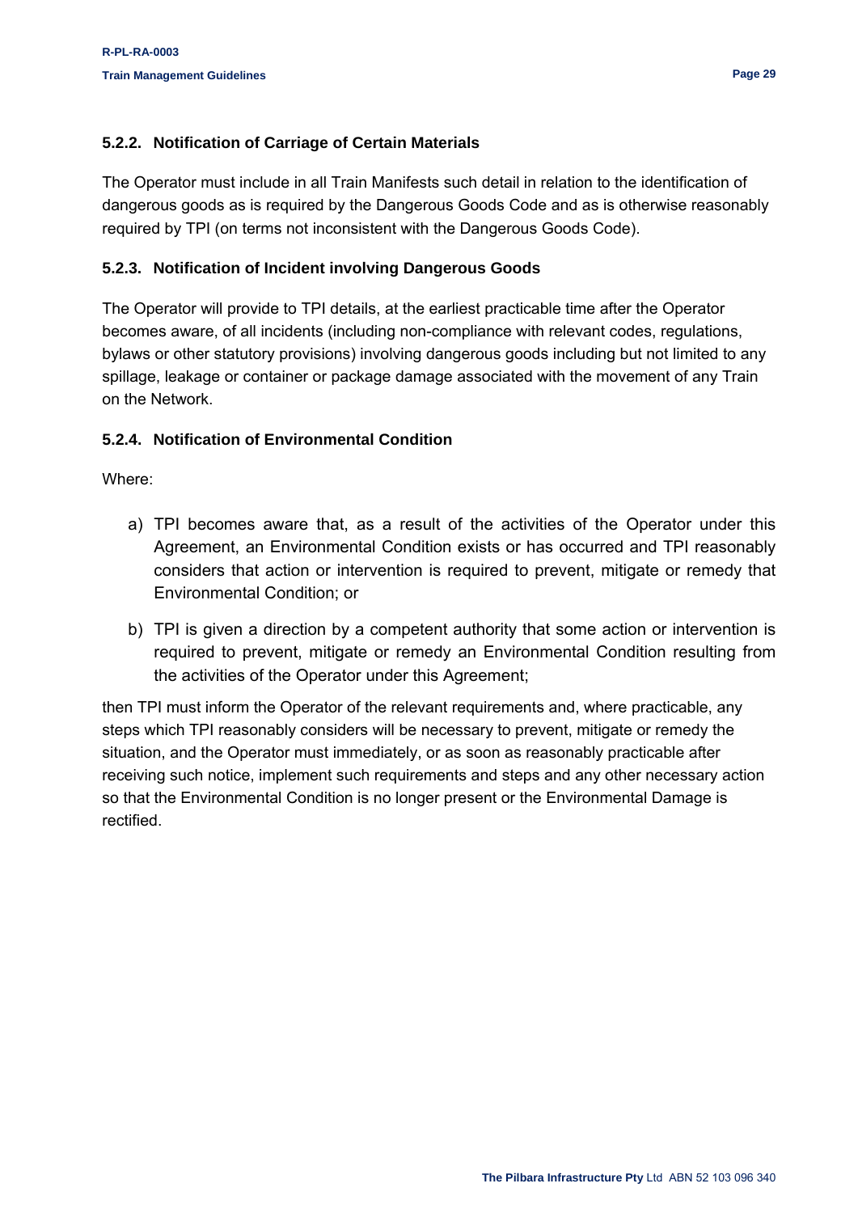### 5.2.2. Notification of Carriage of Certain Materials

The Operator must include in all Train Manifests such detail in relation to the identification of dangerous goods as is required by the Dangerous Goods Code and as is otherwise reasonably required by TPI (on terms not inconsistent with the Dangerous Goods Code).

### 5.2.3. Notification of Incident involving Dangerous Goods

The Operator will provide to TPI details, at the earliest practicable time after the Operator becomes aware, of all incidents (including non-compliance with relevant codes, regulations, bylaws or other statutory provisions) involving dangerous goods including but not limited to any spillage, leakage or container or package damage associated with the movement of any Train on the Network.

### 5.2.4. Notification of Environmental Condition

Where:

a) TPI becomes aware that, as a result of the activities of the Operator under this Agreement, an Environmental Condition exists or has occurred and TPI reasonably considers that action or intervention is required to prevent, mitigate or remedy that Environmental Condition; or

b) TPI is given a direction by a competent authority that some action or intervention is required to prevent, mitigate or remedy an Environmental Condition resulting from the activities of the Operator under this Agreement;

then TPI must inform the Operator of the relevant requirements and, where practicable, any steps which TPI reasonably considers will be necessary to prevent, mitigate or remedy the situation, and the Operator must immediately, or as soon as reasonably practicable after receiving such notice, implement such requirements and steps and any other necessary action so that the Environmental Condition is no longer present or the Environmental Damage is rectified.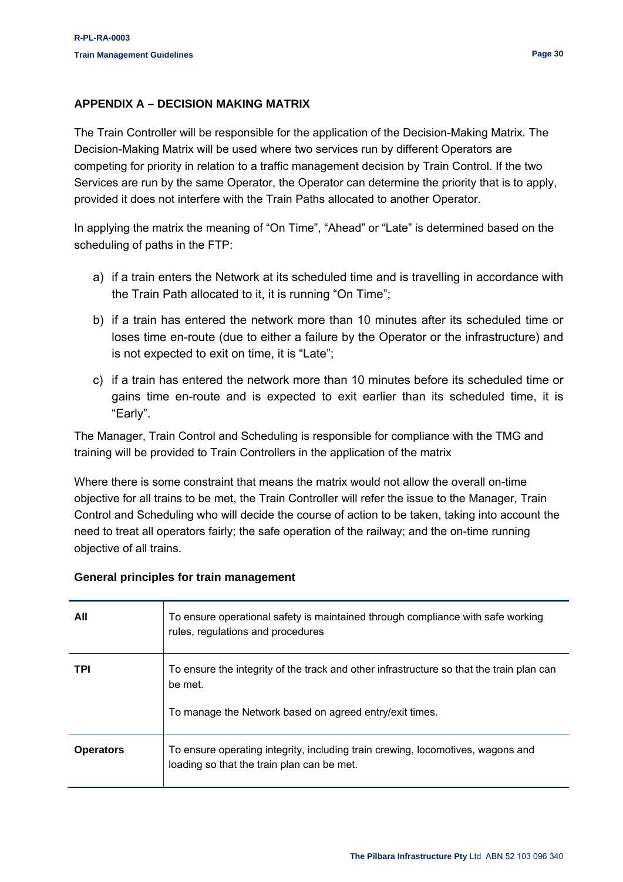## APPENDIX A – DECISION MAKING MATRIX

The Train Controller will be responsible for the application of the Decision-Making Matrix. The Decision-Making Matrix will be used where two services run by different Operators are competing for priority in relation to a traffic management decision by Train Control. If the two Services are run by the same Operator, the Operator can determine the priority that is to apply, provided it does not interfere with the Train Paths allocated to another Operator.

In applying the matrix the meaning of "On Time", "Ahead" or "Late" is determined based on the scheduling of paths in the FTP:

a) if a train enters the Network at its scheduled time and is travelling in accordance with the Train Path allocated to it, it is running "On Time";

b) if a train has entered the network more than 10 minutes after its scheduled time or loses time en-route (due to either a failure by the Operator or the infrastructure) and is not expected to exit on time, it is "Late";

c) if a train has entered the network more than 10 minutes before its scheduled time or gains time en-route and is expected to exit earlier than its scheduled time, it is "Early".

The Manager, Train Control and Scheduling is responsible for compliance with the TMG and training will be provided to Train Controllers in the application of the matrix

Where there is some constraint that means the matrix would not allow the overall on-time objective for all trains to be met, the Train Controller will refer the issue to the Manager, Train Control and Scheduling who will decide the course of action to be taken, taking into account the need to treat all operators fairly; the safe operation of the railway; and the on-time running objective of all trains.

### General principles for train management

| | |
|---|---|
| **All** | To ensure operational safety is maintained through compliance with safe working rules, regulations and procedures |
| **TPI** | To ensure the integrity of the track and other infrastructure so that the train plan can be met.<br><br>To manage the Network based on agreed entry/exit times. |
| **Operators** | To ensure operating integrity, including train crewing, locomotives, wagons and loading so that the train plan can be met. |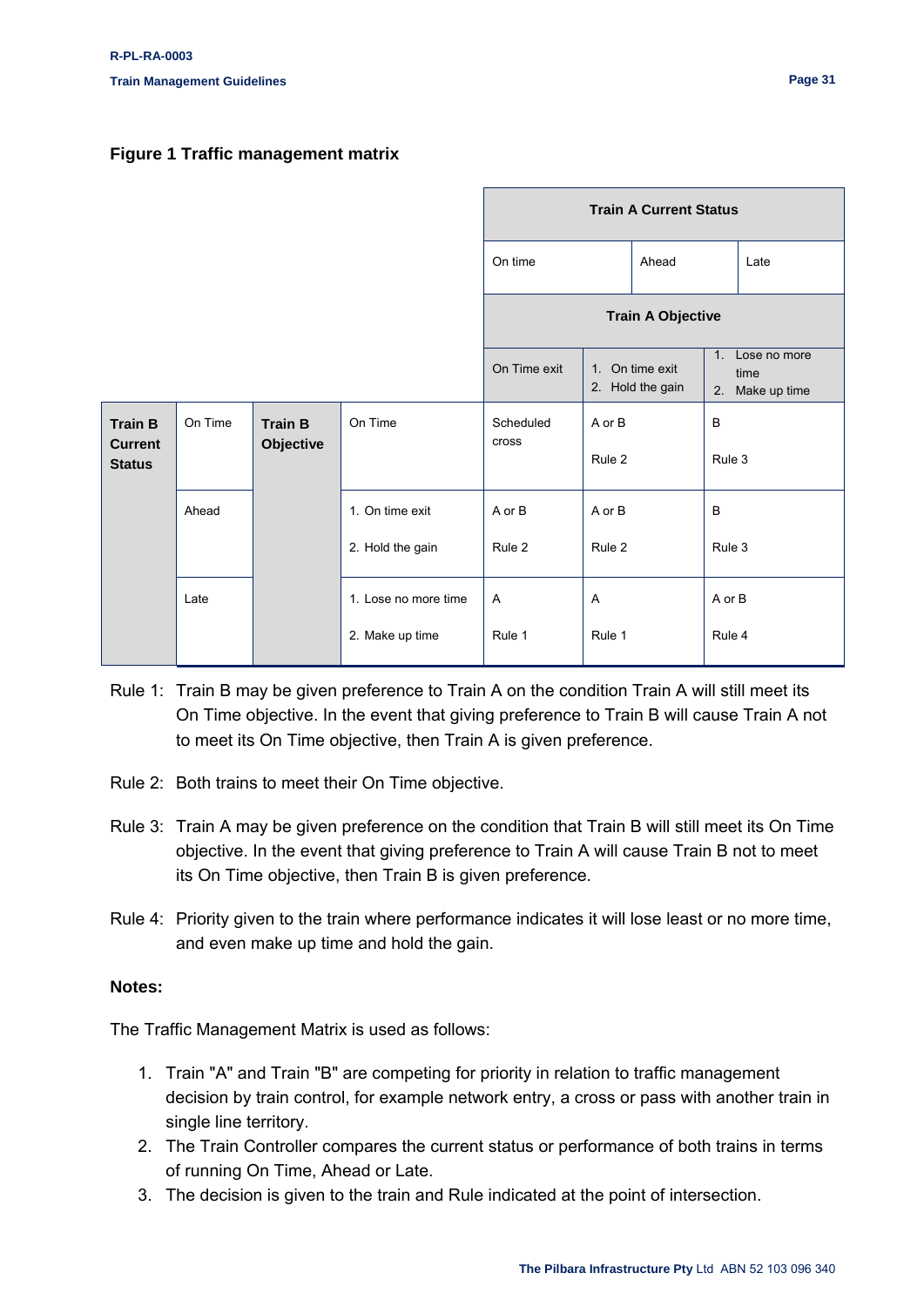**Figure 1 Traffic management matrix**

| | | | | Train A Current Status | | |
|---|---|---|---|---|---|---|
| | | | | On time | Ahead | Late |
| | | | | **Train A Objective** | | |
| | | | | On Time exit | 1. On time exit<br>2. Hold the gain | 1. Lose no more time<br>2. Make up time |
| **Train B Current Status** | On Time | **Train B Objective** | On Time | Scheduled cross | A or B<br><br>Rule 2 | B<br><br>Rule 3 |
| | Ahead | | 1. On time exit<br>2. Hold the gain | A or B<br><br>Rule 2 | A or B<br><br>Rule 2 | B<br><br>Rule 3 |
| | Late | | 1. Lose no more time<br>2. Make up time | A<br><br>Rule 1 | A<br><br>Rule 1 | A or B<br><br>Rule 4 |

Rule 1: Train B may be given preference to Train A on the condition Train A will still meet its On Time objective. In the event that giving preference to Train B will cause Train A not to meet its On Time objective, then Train A is given preference.

Rule 2: Both trains to meet their On Time objective.

Rule 3: Train A may be given preference on the condition that Train B will still meet its On Time objective. In the event that giving preference to Train A will cause Train B not to meet its On Time objective, then Train B is given preference.

Rule 4: Priority given to the train where performance indicates it will lose least or no more time, and even make up time and hold the gain.

**Notes:**

The Traffic Management Matrix is used as follows:

1. Train "A" and Train "B" are competing for priority in relation to traffic management decision by train control, for example network entry, a cross or pass with another train in single line territory.
2. The Train Controller compares the current status or performance of both trains in terms of running On Time, Ahead or Late.
3. The decision is given to the train and Rule indicated at the point of intersection.